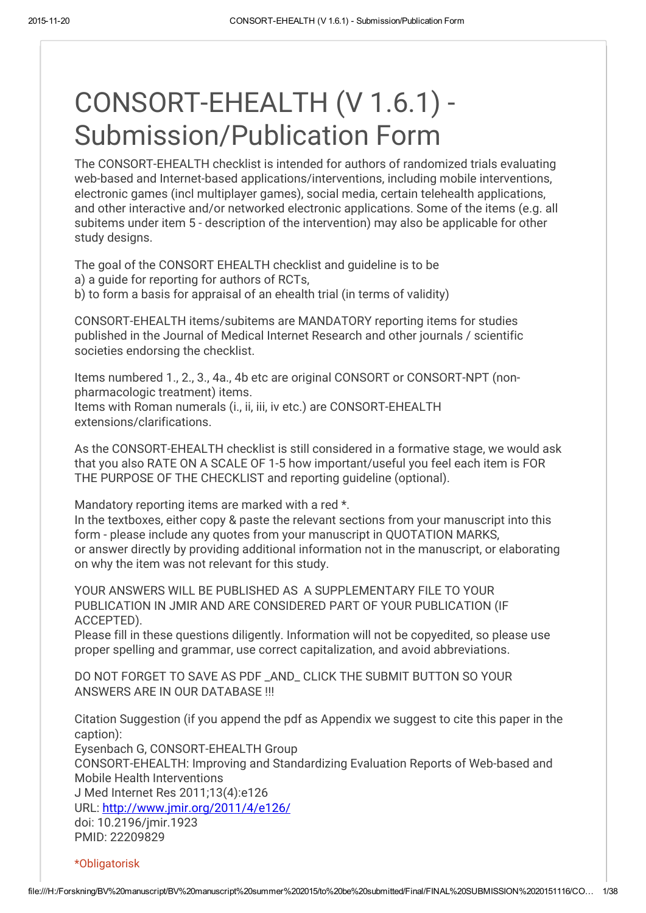# CONSORT-EHEALTH (V 1.6.1) - Submission/Publication Form

The CONSORT-EHEALTH checklist is intended for authors of randomized trials evaluating web-based and Internet-based applications/interventions, including mobile interventions, electronic games (incl multiplayer games), social media, certain telehealth applications, and other interactive and/or networked electronic applications. Some of the items (e.g. all subitems under item 5 - description of the intervention) may also be applicable for other study designs.

The goal of the CONSORT EHEALTH checklist and guideline is to be
a) a guide for reporting for authors of RCTs,
b) to form a basis for appraisal of an ehealth trial (in terms of validity)

CONSORT-EHEALTH items/subitems are MANDATORY reporting items for studies published in the Journal of Medical Internet Research and other journals / scientific societies endorsing the checklist.

Items numbered 1., 2., 3., 4a., 4b etc are original CONSORT or CONSORT-NPT (non-pharmacologic treatment) items.
Items with Roman numerals (i., ii, iii, iv etc.) are CONSORT-EHEALTH extensions/clarifications.

As the CONSORT-EHEALTH checklist is still considered in a formative stage, we would ask that you also RATE ON A SCALE OF 1-5 how important/useful you feel each item is FOR THE PURPOSE OF THE CHECKLIST and reporting guideline (optional).

Mandatory reporting items are marked with a red *.
In the textboxes, either copy & paste the relevant sections from your manuscript into this form - please include any quotes from your manuscript in QUOTATION MARKS,
or answer directly by providing additional information not in the manuscript, or elaborating on why the item was not relevant for this study.

YOUR ANSWERS WILL BE PUBLISHED AS A SUPPLEMENTARY FILE TO YOUR PUBLICATION IN JMIR AND ARE CONSIDERED PART OF YOUR PUBLICATION (IF ACCEPTED).
Please fill in these questions diligently. Information will not be copyedited, so please use proper spelling and grammar, use correct capitalization, and avoid abbreviations.

DO NOT FORGET TO SAVE AS PDF _AND_ CLICK THE SUBMIT BUTTON SO YOUR ANSWERS ARE IN OUR DATABASE !!!

Citation Suggestion (if you append the pdf as Appendix we suggest to cite this paper in the caption):
Eysenbach G, CONSORT-EHEALTH Group
CONSORT-EHEALTH: Improving and Standardizing Evaluation Reports of Web-based and Mobile Health Interventions
J Med Internet Res 2011;13(4):e126
URL: http://www.jmir.org/2011/4/e126/
doi: 10.2196/jmir.1923
PMID: 22209829

*Obligatorisk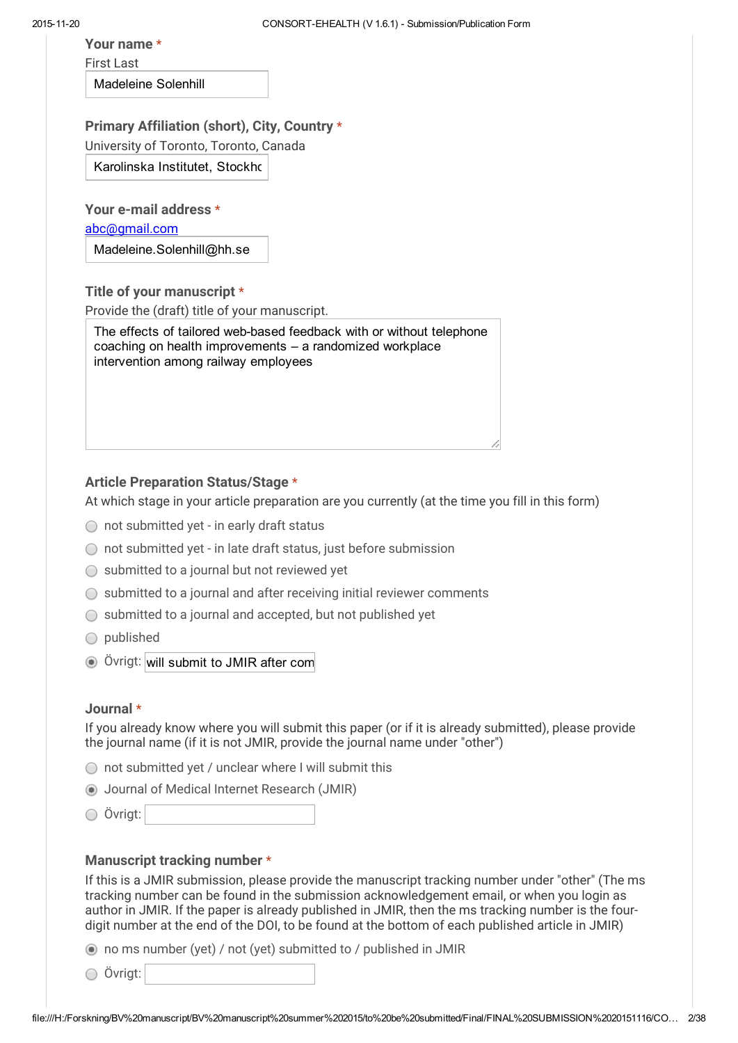**Your name** *

First Last

Madeleine Solenhill

**Primary Affiliation (short), City, Country** *

University of Toronto, Toronto, Canada

Karolinska Institutet, Stockhc

**Your e-mail address** *

abc@gmail.com

Madeleine.Solenhill@hh.se

**Title of your manuscript** *

Provide the (draft) title of your manuscript.

The effects of tailored web-based feedback with or without telephone coaching on health improvements – a randomized workplace intervention among railway employees

**Article Preparation Status/Stage** *

At which stage in your article preparation are you currently (at the time you fill in this form)

- ○ not submitted yet - in early draft status
- ○ not submitted yet - in late draft status, just before submission
- ○ submitted to a journal but not reviewed yet
- ○ submitted to a journal and after receiving initial reviewer comments
- ○ submitted to a journal and accepted, but not published yet
- ○ published
- ◉ Övrigt: will submit to JMIR after com

**Journal** *

If you already know where you will submit this paper (or if it is already submitted), please provide the journal name (if it is not JMIR, provide the journal name under "other")

- ○ not submitted yet / unclear where I will submit this
- ◉ Journal of Medical Internet Research (JMIR)
- ○ Övrigt:

**Manuscript tracking number** *

If this is a JMIR submission, please provide the manuscript tracking number under "other" (The ms tracking number can be found in the submission acknowledgement email, or when you login as author in JMIR. If the paper is already published in JMIR, then the ms tracking number is the four-digit number at the end of the DOI, to be found at the bottom of each published article in JMIR)

- ◉ no ms number (yet) / not (yet) submitted to / published in JMIR
- ○ Övrigt: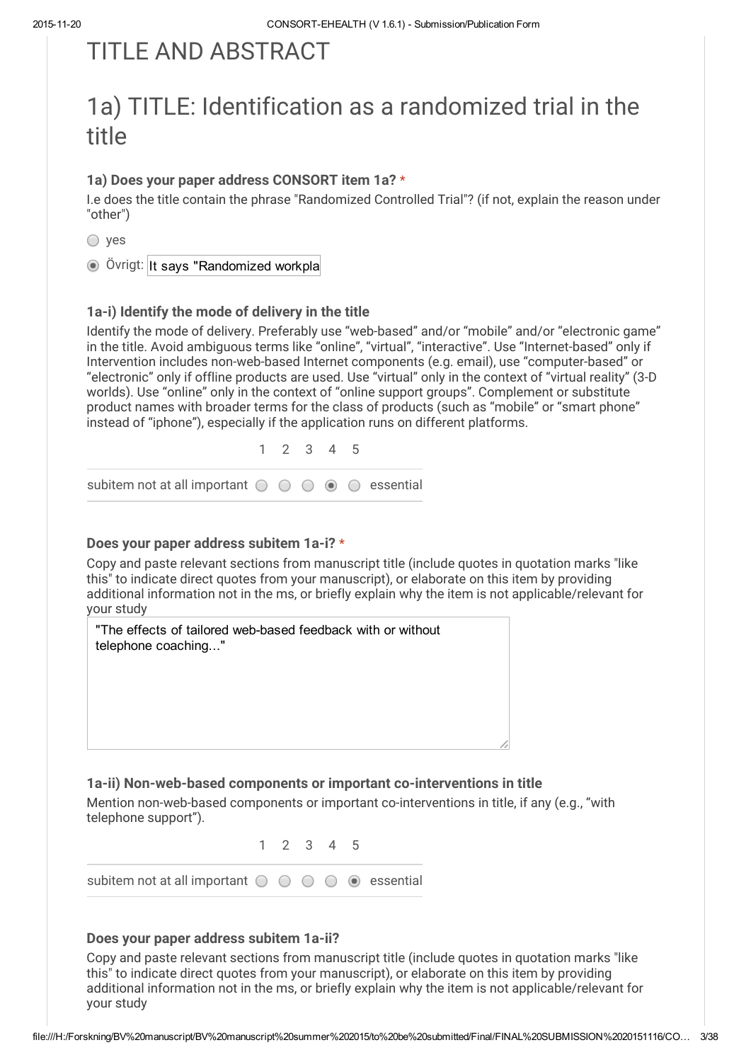# TITLE AND ABSTRACT

# 1a) TITLE: Identification as a randomized trial in the title

### 1a) Does your paper address CONSORT item 1a? *

I.e does the title contain the phrase "Randomized Controlled Trial"? (if not, explain the reason under "other")

- ○ yes
- ◉ Övrigt: It says "Randomized workpla

### 1a-i) Identify the mode of delivery in the title

Identify the mode of delivery. Preferably use "web-based" and/or "mobile" and/or "electronic game" in the title. Avoid ambiguous terms like "online", "virtual", "interactive". Use "Internet-based" only if Intervention includes non-web-based Internet components (e.g. email), use "computer-based" or "electronic" only if offline products are used. Use "virtual" only in the context of "virtual reality" (3-D worlds). Use "online" only in the context of "online support groups". Complement or substitute product names with broader terms for the class of products (such as "mobile" or "smart phone" instead of "iphone"), especially if the application runs on different platforms.

| | 1 | 2 | 3 | 4 | 5 | |
|---|---|---|---|---|---|---|
| subitem not at all important | ○ | ○ | ○ | ◉ | ○ | essential |

### Does your paper address subitem 1a-i? *

Copy and paste relevant sections from manuscript title (include quotes in quotation marks "like this" to indicate direct quotes from your manuscript), or elaborate on this item by providing additional information not in the ms, or briefly explain why the item is not applicable/relevant for your study

"The effects of tailored web-based feedback with or without telephone coaching..."

### 1a-ii) Non-web-based components or important co-interventions in title

Mention non-web-based components or important co-interventions in title, if any (e.g., "with telephone support").

| | 1 | 2 | 3 | 4 | 5 | |
|---|---|---|---|---|---|---|
| subitem not at all important | ○ | ○ | ○ | ○ | ◉ | essential |

### Does your paper address subitem 1a-ii?

Copy and paste relevant sections from manuscript title (include quotes in quotation marks "like this" to indicate direct quotes from your manuscript), or elaborate on this item by providing additional information not in the ms, or briefly explain why the item is not applicable/relevant for your study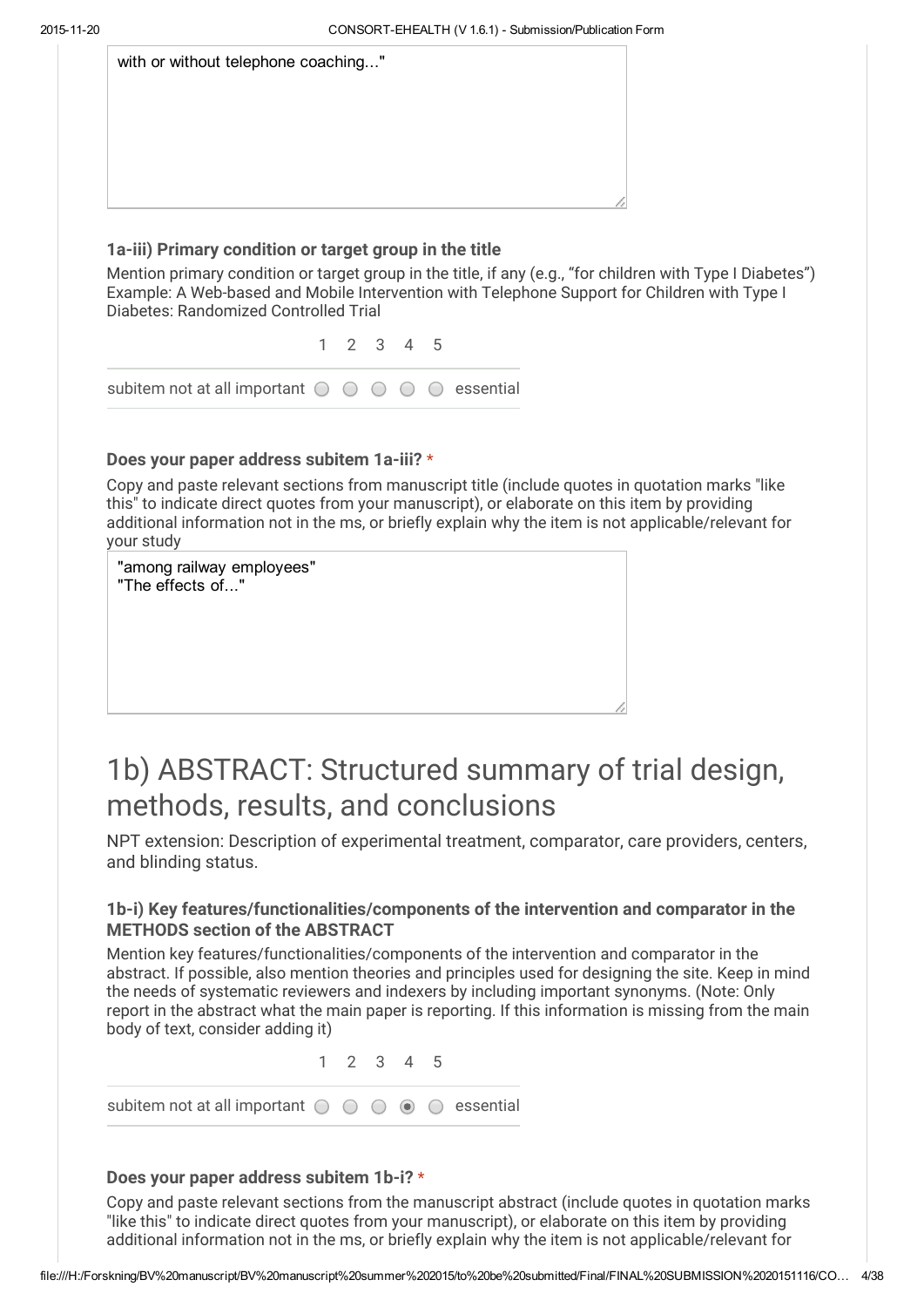with or without telephone coaching..."

### 1a-iii) Primary condition or target group in the title

Mention primary condition or target group in the title, if any (e.g., "for children with Type I Diabetes") Example: A Web-based and Mobile Intervention with Telephone Support for Children with Type I Diabetes: Randomized Controlled Trial

| | 1 | 2 | 3 | 4 | 5 | |
|---|---|---|---|---|---|---|
| subitem not at all important | ○ | ○ | ○ | ○ | ○ | essential |

**Does your paper address subitem 1a-iii?** *

Copy and paste relevant sections from manuscript title (include quotes in quotation marks "like this" to indicate direct quotes from your manuscript), or elaborate on this item by providing additional information not in the ms, or briefly explain why the item is not applicable/relevant for your study

"among railway employees"
"The effects of..."

# 1b) ABSTRACT: Structured summary of trial design, methods, results, and conclusions

NPT extension: Description of experimental treatment, comparator, care providers, centers, and blinding status.

### 1b-i) Key features/functionalities/components of the intervention and comparator in the METHODS section of the ABSTRACT

Mention key features/functionalities/components of the intervention and comparator in the abstract. If possible, also mention theories and principles used for designing the site. Keep in mind the needs of systematic reviewers and indexers by including important synonyms. (Note: Only report in the abstract what the main paper is reporting. If this information is missing from the main body of text, consider adding it)

| | 1 | 2 | 3 | 4 | 5 | |
|---|---|---|---|---|---|---|
| subitem not at all important | ○ | ○ | ○ | ◉ | ○ | essential |

**Does your paper address subitem 1b-i?** *

Copy and paste relevant sections from the manuscript abstract (include quotes in quotation marks "like this" to indicate direct quotes from your manuscript), or elaborate on this item by providing additional information not in the ms, or briefly explain why the item is not applicable/relevant for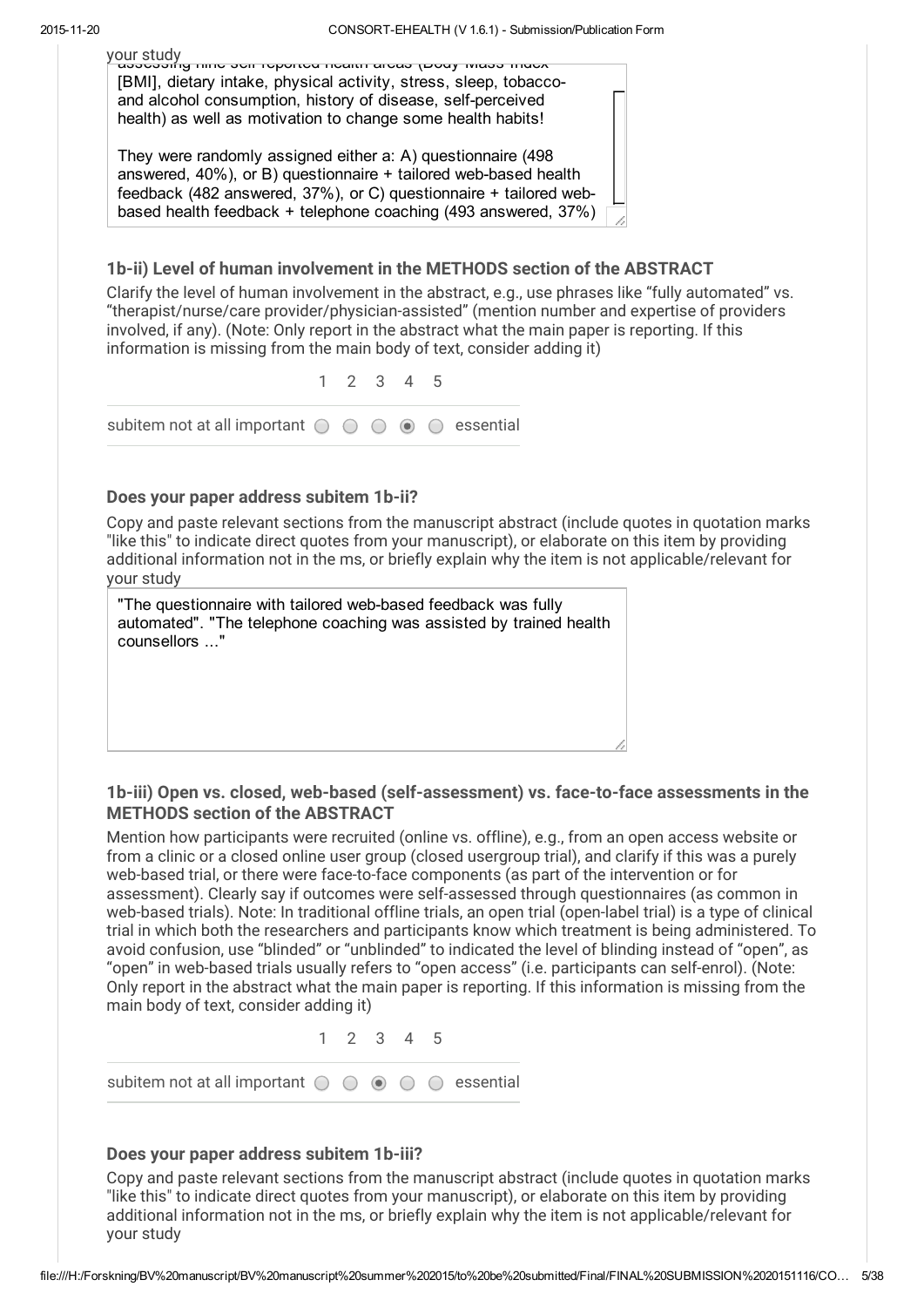your study

assessing nine self-reported health areas (Body Mass Index [BMI], dietary intake, physical activity, stress, sleep, tobacco- and alcohol consumption, history of disease, self-perceived health) as well as motivation to change some health habits!

They were randomly assigned either a: A) questionnaire (498 answered, 40%), or B) questionnaire + tailored web-based health feedback (482 answered, 37%), or C) questionnaire + tailored web-based health feedback + telephone coaching (493 answered, 37%)

### 1b-ii) Level of human involvement in the METHODS section of the ABSTRACT

Clarify the level of human involvement in the abstract, e.g., use phrases like “fully automated” vs. “therapist/nurse/care provider/physician-assisted” (mention number and expertise of providers involved, if any). (Note: Only report in the abstract what the main paper is reporting. If this information is missing from the main body of text, consider adding it)

| | 1 | 2 | 3 | 4 | 5 | |
|---|---|---|---|---|---|---|
| subitem not at all important | ○ | ○ | ○ | ◉ | ○ | essential |

#### Does your paper address subitem 1b-ii?

Copy and paste relevant sections from the manuscript abstract (include quotes in quotation marks "like this" to indicate direct quotes from your manuscript), or elaborate on this item by providing additional information not in the ms, or briefly explain why the item is not applicable/relevant for your study

"The questionnaire with tailored web-based feedback was fully automated". "The telephone coaching was assisted by trained health counsellors ..."

### 1b-iii) Open vs. closed, web-based (self-assessment) vs. face-to-face assessments in the METHODS section of the ABSTRACT

Mention how participants were recruited (online vs. offline), e.g., from an open access website or from a clinic or a closed online user group (closed usergroup trial), and clarify if this was a purely web-based trial, or there were face-to-face components (as part of the intervention or for assessment). Clearly say if outcomes were self-assessed through questionnaires (as common in web-based trials). Note: In traditional offline trials, an open trial (open-label trial) is a type of clinical trial in which both the researchers and participants know which treatment is being administered. To avoid confusion, use “blinded” or “unblinded” to indicated the level of blinding instead of “open”, as “open” in web-based trials usually refers to “open access” (i.e. participants can self-enrol). (Note: Only report in the abstract what the main paper is reporting. If this information is missing from the main body of text, consider adding it)

| | 1 | 2 | 3 | 4 | 5 | |
|---|---|---|---|---|---|---|
| subitem not at all important | ○ | ○ | ◉ | ○ | ○ | essential |

#### Does your paper address subitem 1b-iii?

Copy and paste relevant sections from the manuscript abstract (include quotes in quotation marks "like this" to indicate direct quotes from your manuscript), or elaborate on this item by providing additional information not in the ms, or briefly explain why the item is not applicable/relevant for your study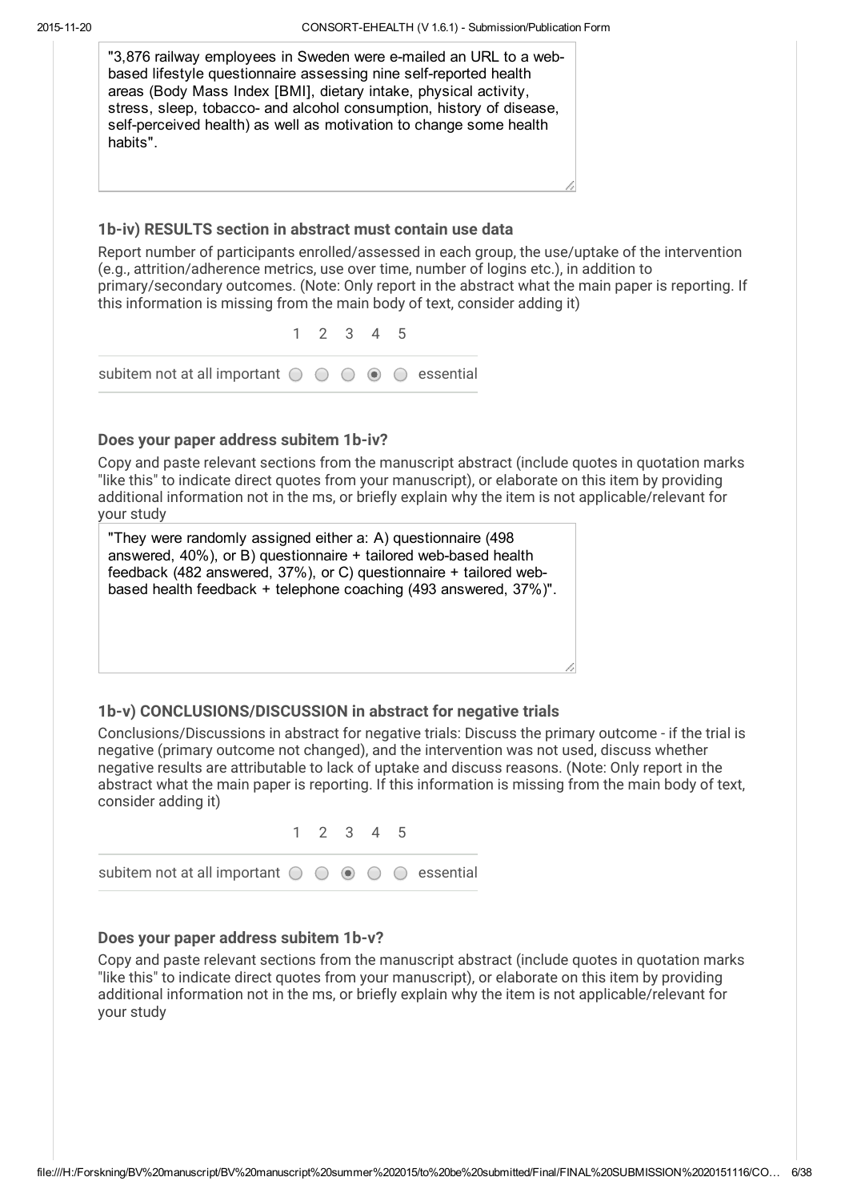"3,876 railway employees in Sweden were e-mailed an URL to a web-based lifestyle questionnaire assessing nine self-reported health areas (Body Mass Index [BMI], dietary intake, physical activity, stress, sleep, tobacco- and alcohol consumption, history of disease, self-perceived health) as well as motivation to change some health habits".

### 1b-iv) RESULTS section in abstract must contain use data

Report number of participants enrolled/assessed in each group, the use/uptake of the intervention (e.g., attrition/adherence metrics, use over time, number of logins etc.), in addition to primary/secondary outcomes. (Note: Only report in the abstract what the main paper is reporting. If this information is missing from the main body of text, consider adding it)

| | 1 | 2 | 3 | 4 | 5 | |
|---|---|---|---|---|---|---|
| subitem not at all important | ○ | ○ | ○ | ◉ | ○ | essential |

### Does your paper address subitem 1b-iv?

Copy and paste relevant sections from the manuscript abstract (include quotes in quotation marks "like this" to indicate direct quotes from your manuscript), or elaborate on this item by providing additional information not in the ms, or briefly explain why the item is not applicable/relevant for your study

"They were randomly assigned either a: A) questionnaire (498 answered, 40%), or B) questionnaire + tailored web-based health feedback (482 answered, 37%), or C) questionnaire + tailored web-based health feedback + telephone coaching (493 answered, 37%)".

### 1b-v) CONCLUSIONS/DISCUSSION in abstract for negative trials

Conclusions/Discussions in abstract for negative trials: Discuss the primary outcome - if the trial is negative (primary outcome not changed), and the intervention was not used, discuss whether negative results are attributable to lack of uptake and discuss reasons. (Note: Only report in the abstract what the main paper is reporting. If this information is missing from the main body of text, consider adding it)

| | 1 | 2 | 3 | 4 | 5 | |
|---|---|---|---|---|---|---|
| subitem not at all important | ○ | ○ | ◉ | ○ | ○ | essential |

### Does your paper address subitem 1b-v?

Copy and paste relevant sections from the manuscript abstract (include quotes in quotation marks "like this" to indicate direct quotes from your manuscript), or elaborate on this item by providing additional information not in the ms, or briefly explain why the item is not applicable/relevant for your study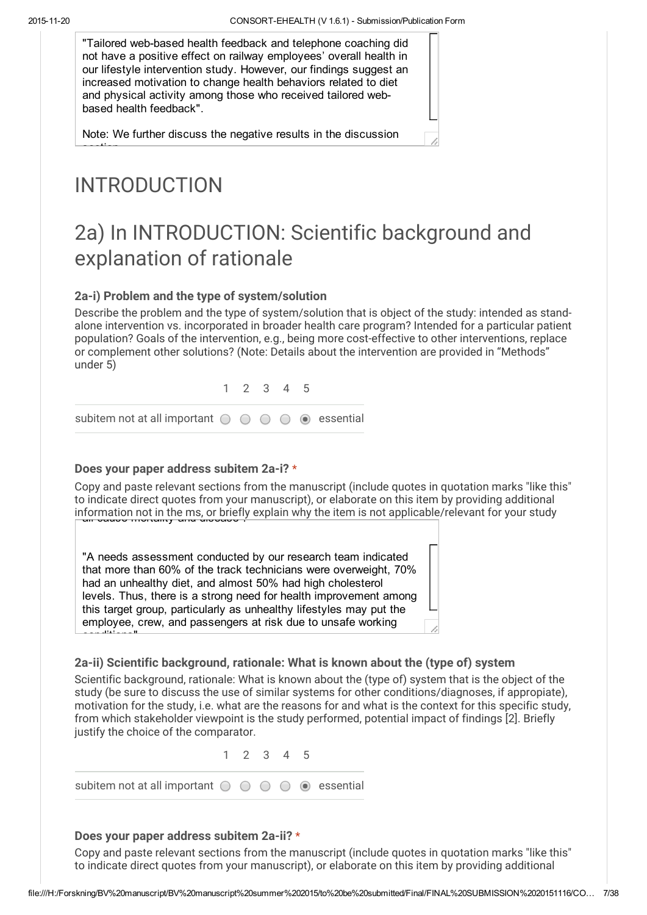"Tailored web-based health feedback and telephone coaching did not have a positive effect on railway employees' overall health in our lifestyle intervention study. However, our findings suggest an increased motivation to change health behaviors related to diet and physical activity among those who received tailored web-based health feedback".

Note: We further discuss the negative results in the discussion section

# INTRODUCTION

## 2a) In INTRODUCTION: Scientific background and explanation of rationale

### 2a-i) Problem and the type of system/solution

Describe the problem and the type of system/solution that is object of the study: intended as stand-alone intervention vs. incorporated in broader health care program? Intended for a particular patient population? Goals of the intervention, e.g., being more cost-effective to other interventions, replace or complement other solutions? (Note: Details about the intervention are provided in "Methods" under 5)

| | 1 | 2 | 3 | 4 | 5 | |
|---|---|---|---|---|---|---|
| subitem not at all important | ○ | ○ | ○ | ○ | ◉ | essential |

**Does your paper address subitem 2a-i? ***

Copy and paste relevant sections from the manuscript (include quotes in quotation marks "like this" to indicate direct quotes from your manuscript), or elaborate on this item by providing additional information not in the ms, or briefly explain why the item is not applicable/relevant for your study

all-cause mortality and disease".

"A needs assessment conducted by our research team indicated that more than 60% of the track technicians were overweight, 70% had an unhealthy diet, and almost 50% had high cholesterol levels. Thus, there is a strong need for health improvement among this target group, particularly as unhealthy lifestyles may put the employee, crew, and passengers at risk due to unsafe working conditions"

### 2a-ii) Scientific background, rationale: What is known about the (type of) system

Scientific background, rationale: What is known about the (type of) system that is the object of the study (be sure to discuss the use of similar systems for other conditions/diagnoses, if appropiate), motivation for the study, i.e. what are the reasons for and what is the context for this specific study, from which stakeholder viewpoint is the study performed, potential impact of findings [2]. Briefly justify the choice of the comparator.

| | 1 | 2 | 3 | 4 | 5 | |
|---|---|---|---|---|---|---|
| subitem not at all important | ○ | ○ | ○ | ○ | ◉ | essential |

**Does your paper address subitem 2a-ii? ***

Copy and paste relevant sections from the manuscript (include quotes in quotation marks "like this" to indicate direct quotes from your manuscript), or elaborate on this item by providing additional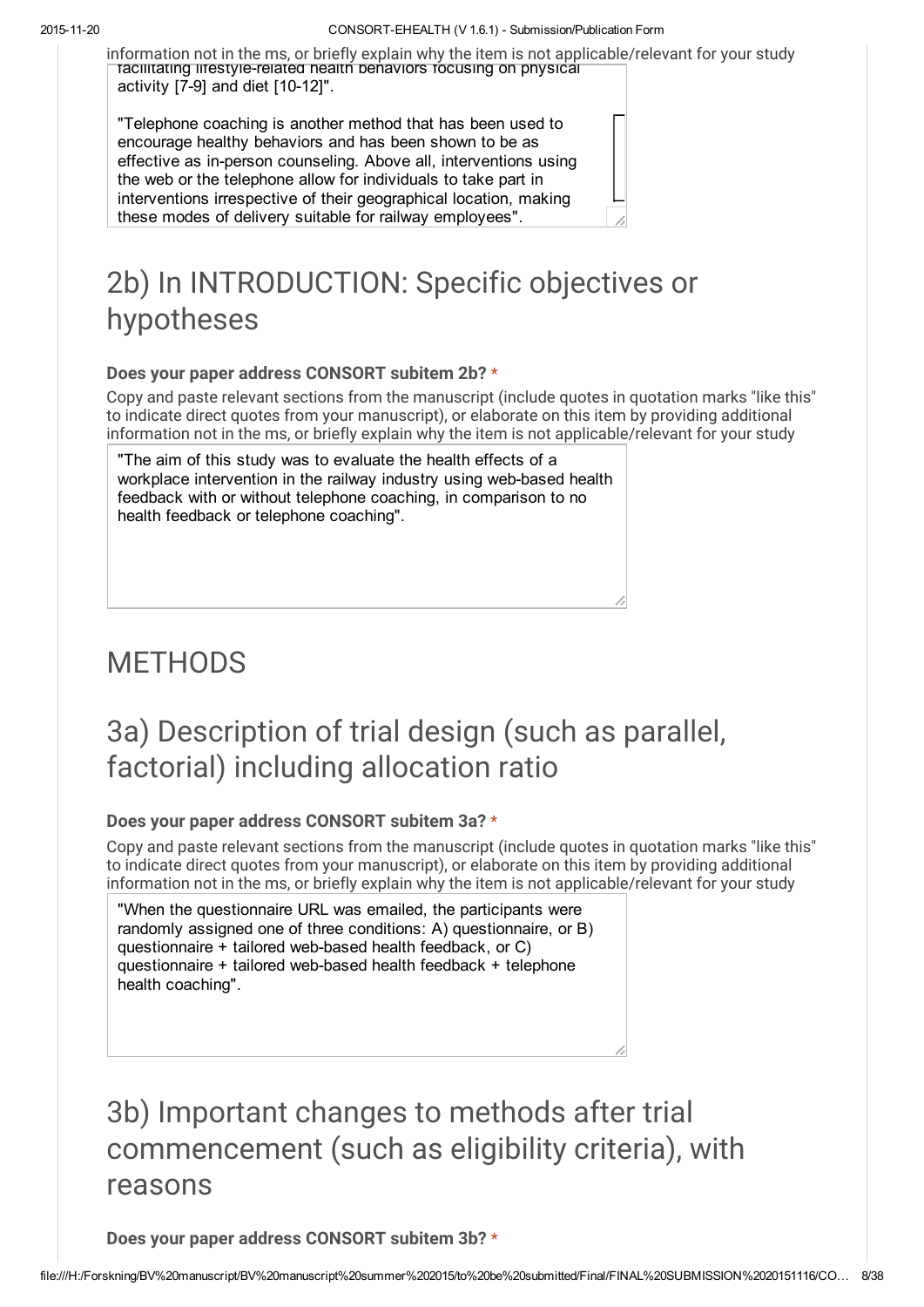information not in the ms, or briefly explain why the item is not applicable/relevant for your study

facilitating lifestyle-related health behaviors focusing on physical activity [7-9] and diet [10-12]".

"Telephone coaching is another method that has been used to encourage healthy behaviors and has been shown to be as effective as in-person counseling. Above all, interventions using the web or the telephone allow for individuals to take part in interventions irrespective of their geographical location, making these modes of delivery suitable for railway employees".

## 2b) In INTRODUCTION: Specific objectives or hypotheses

**Does your paper address CONSORT subitem 2b? ***

Copy and paste relevant sections from the manuscript (include quotes in quotation marks "like this" to indicate direct quotes from your manuscript), or elaborate on this item by providing additional information not in the ms, or briefly explain why the item is not applicable/relevant for your study

"The aim of this study was to evaluate the health effects of a workplace intervention in the railway industry using web-based health feedback with or without telephone coaching, in comparison to no health feedback or telephone coaching".

# METHODS

## 3a) Description of trial design (such as parallel, factorial) including allocation ratio

**Does your paper address CONSORT subitem 3a? ***

Copy and paste relevant sections from the manuscript (include quotes in quotation marks "like this" to indicate direct quotes from your manuscript), or elaborate on this item by providing additional information not in the ms, or briefly explain why the item is not applicable/relevant for your study

"When the questionnaire URL was emailed, the participants were randomly assigned one of three conditions: A) questionnaire, or B) questionnaire + tailored web-based health feedback, or C) questionnaire + tailored web-based health feedback + telephone health coaching".

## 3b) Important changes to methods after trial commencement (such as eligibility criteria), with reasons

**Does your paper address CONSORT subitem 3b? ***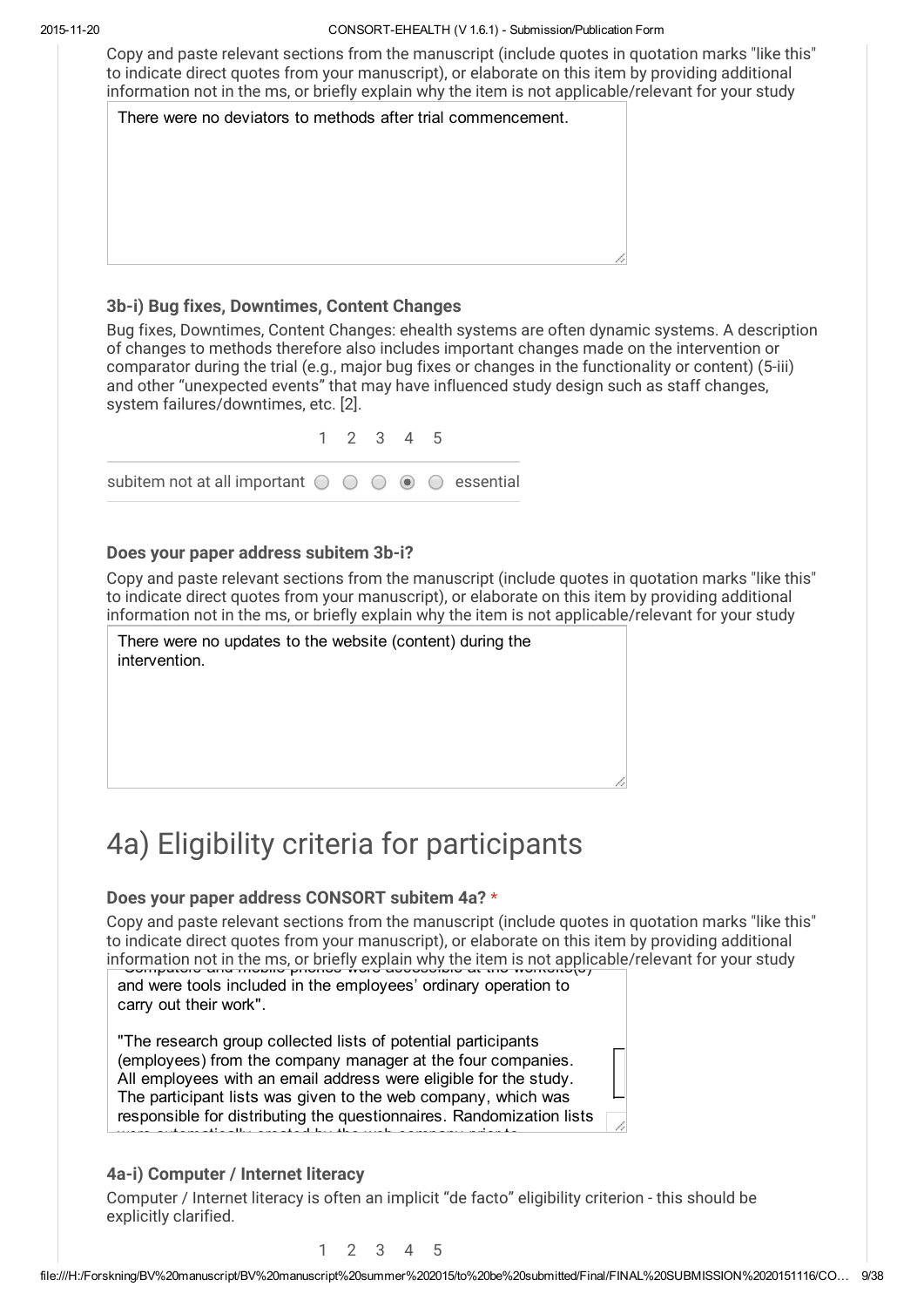Copy and paste relevant sections from the manuscript (include quotes in quotation marks "like this" to indicate direct quotes from your manuscript), or elaborate on this item by providing additional information not in the ms, or briefly explain why the item is not applicable/relevant for your study

There were no deviators to methods after trial commencement.

### 3b-i) Bug fixes, Downtimes, Content Changes

Bug fixes, Downtimes, Content Changes: ehealth systems are often dynamic systems. A description of changes to methods therefore also includes important changes made on the intervention or comparator during the trial (e.g., major bug fixes or changes in the functionality or content) (5-iii) and other "unexpected events" that may have influenced study design such as staff changes, system failures/downtimes, etc. [2].

1 2 3 4 5

subitem not at all important ○ ○ ○ ◉ ○ essential

### Does your paper address subitem 3b-i?

Copy and paste relevant sections from the manuscript (include quotes in quotation marks "like this" to indicate direct quotes from your manuscript), or elaborate on this item by providing additional information not in the ms, or briefly explain why the item is not applicable/relevant for your study

There were no updates to the website (content) during the intervention.

# 4a) Eligibility criteria for participants

### Does your paper address CONSORT subitem 4a? *

Copy and paste relevant sections from the manuscript (include quotes in quotation marks "like this" to indicate direct quotes from your manuscript), or elaborate on this item by providing additional information not in the ms, or briefly explain why the item is not applicable/relevant for your study

"Computers and mobile phones were accessible at the worksite(s) and were tools included in the employees' ordinary operation to carry out their work".

"The research group collected lists of potential participants (employees) from the company manager at the four companies. All employees with an email address were eligible for the study. The participant lists was given to the web company, which was responsible for distributing the questionnaires. Randomization lists were automatically created by the web company prior to

### 4a-i) Computer / Internet literacy

Computer / Internet literacy is often an implicit "de facto" eligibility criterion - this should be explicitly clarified.

1 2 3 4 5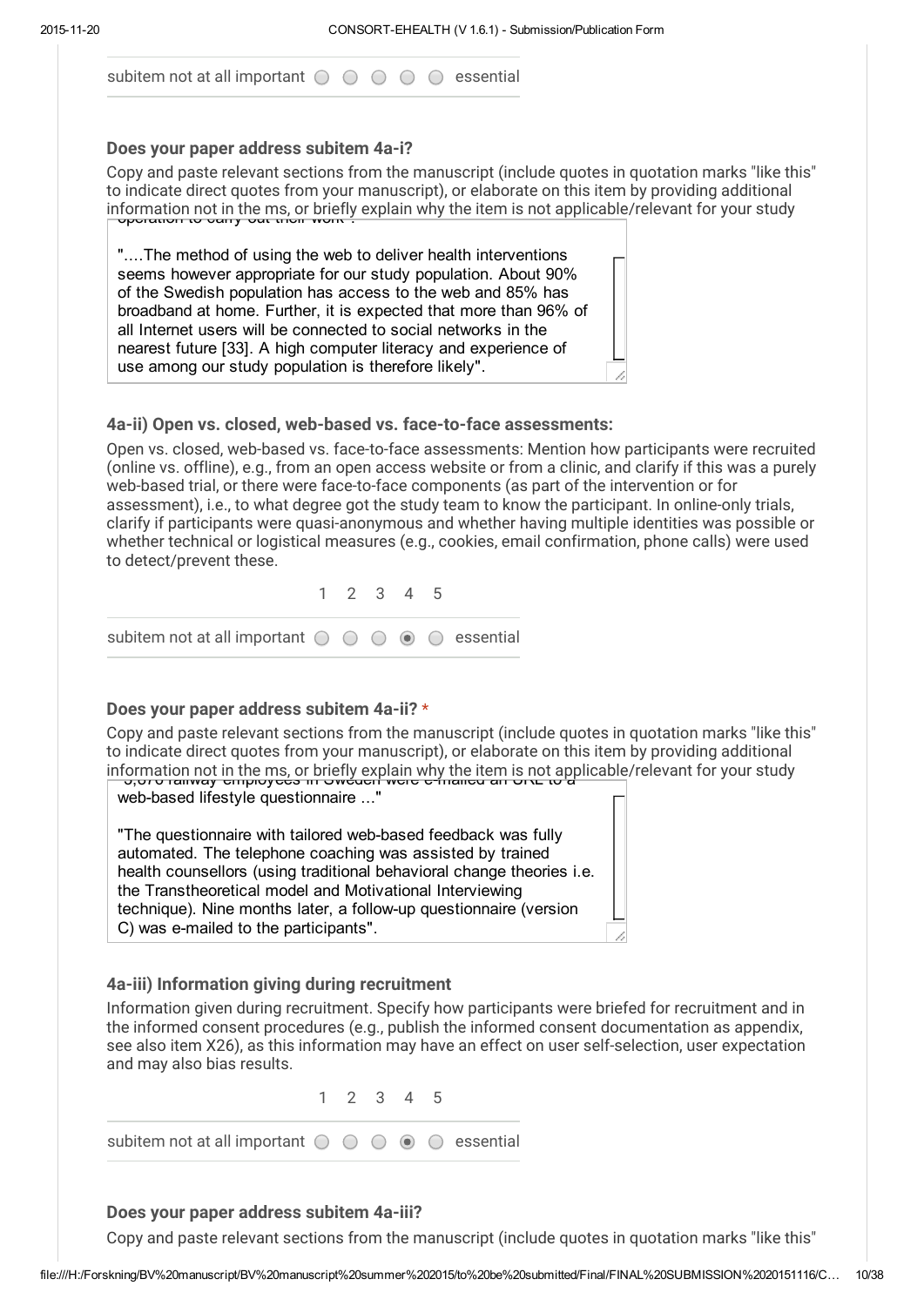subitem not at all important ○ ○ ○ ○ ○ essential

**Does your paper address subitem 4a-i?**

Copy and paste relevant sections from the manuscript (include quotes in quotation marks "like this" to indicate direct quotes from your manuscript), or elaborate on this item by providing additional information not in the ms, or briefly explain why the item is not applicable/relevant for your study

operation to carry out their work".

"....The method of using the web to deliver health interventions seems however appropriate for our study population. About 90% of the Swedish population has access to the web and 85% has broadband at home. Further, it is expected that more than 96% of all Internet users will be connected to social networks in the nearest future [33]. A high computer literacy and experience of use among our study population is therefore likely".

**4a-ii) Open vs. closed, web-based vs. face-to-face assessments:**

Open vs. closed, web-based vs. face-to-face assessments: Mention how participants were recruited (online vs. offline), e.g., from an open access website or from a clinic, and clarify if this was a purely web-based trial, or there were face-to-face components (as part of the intervention or for assessment), i.e., to what degree got the study team to know the participant. In online-only trials, clarify if participants were quasi-anonymous and whether having multiple identities was possible or whether technical or logistical measures (e.g., cookies, email confirmation, phone calls) were used to detect/prevent these.

1 2 3 4 5

subitem not at all important ○ ○ ○ ◉ ○ essential

**Does your paper address subitem 4a-ii? ***

Copy and paste relevant sections from the manuscript (include quotes in quotation marks "like this" to indicate direct quotes from your manuscript), or elaborate on this item by providing additional information not in the ms, or briefly explain why the item is not applicable/relevant for your study

"5,876 railway employees in Sweden were e-mailed an URL to a web-based lifestyle questionnaire ..."

"The questionnaire with tailored web-based feedback was fully automated. The telephone coaching was assisted by trained health counsellors (using traditional behavioral change theories i.e. the Transtheoretical model and Motivational Interviewing technique). Nine months later, a follow-up questionnaire (version C) was e-mailed to the participants".

**4a-iii) Information giving during recruitment**

Information given during recruitment. Specify how participants were briefed for recruitment and in the informed consent procedures (e.g., publish the informed consent documentation as appendix, see also item X26), as this information may have an effect on user self-selection, user expectation and may also bias results.

1 2 3 4 5

subitem not at all important ○ ○ ○ ◉ ○ essential

**Does your paper address subitem 4a-iii?**

Copy and paste relevant sections from the manuscript (include quotes in quotation marks "like this"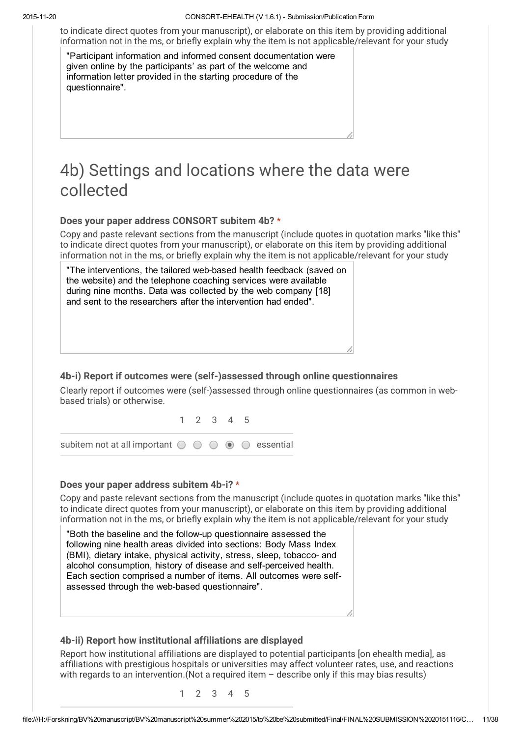to indicate direct quotes from your manuscript), or elaborate on this item by providing additional information not in the ms, or briefly explain why the item is not applicable/relevant for your study

"Participant information and informed consent documentation were given online by the participants' as part of the welcome and information letter provided in the starting procedure of the questionnaire".

# 4b) Settings and locations where the data were collected

**Does your paper address CONSORT subitem 4b? \***

Copy and paste relevant sections from the manuscript (include quotes in quotation marks "like this" to indicate direct quotes from your manuscript), or elaborate on this item by providing additional information not in the ms, or briefly explain why the item is not applicable/relevant for your study

"The interventions, the tailored web-based health feedback (saved on the website) and the telephone coaching services were available during nine months. Data was collected by the web company [18] and sent to the researchers after the intervention had ended".

### 4b-i) Report if outcomes were (self-)assessed through online questionnaires

Clearly report if outcomes were (self-)assessed through online questionnaires (as common in web-based trials) or otherwise.

| | 1 | 2 | 3 | 4 | 5 | |
|---|---|---|---|---|---|---|
| subitem not at all important | ○ | ○ | ○ | ◉ | ○ | essential |

**Does your paper address subitem 4b-i? \***

Copy and paste relevant sections from the manuscript (include quotes in quotation marks "like this" to indicate direct quotes from your manuscript), or elaborate on this item by providing additional information not in the ms, or briefly explain why the item is not applicable/relevant for your study

"Both the baseline and the follow-up questionnaire assessed the following nine health areas divided into sections: Body Mass Index (BMI), dietary intake, physical activity, stress, sleep, tobacco- and alcohol consumption, history of disease and self-perceived health. Each section comprised a number of items. All outcomes were self-assessed through the web-based questionnaire".

### 4b-ii) Report how institutional affiliations are displayed

Report how institutional affiliations are displayed to potential participants [on ehealth media], as affiliations with prestigious hospitals or universities may affect volunteer rates, use, and reactions with regards to an intervention.(Not a required item – describe only if this may bias results)

1 2 3 4 5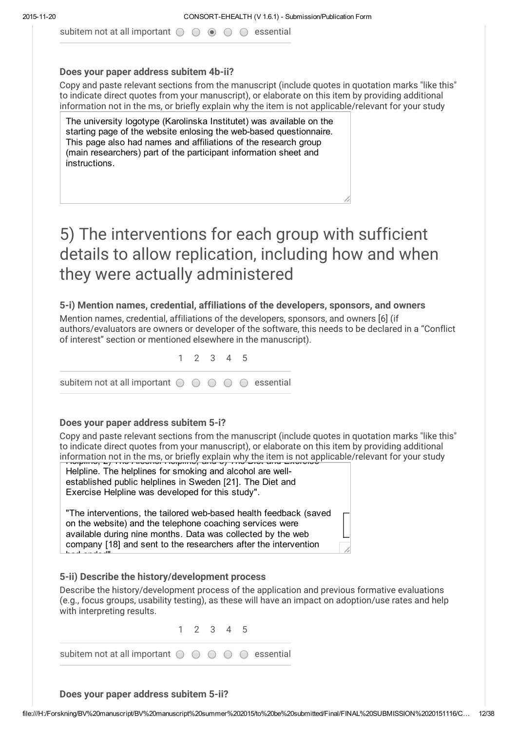subitem not at all important ○ ○ ◉ ○ ○ essential

**Does your paper address subitem 4b-ii?**

Copy and paste relevant sections from the manuscript (include quotes in quotation marks "like this" to indicate direct quotes from your manuscript), or elaborate on this item by providing additional information not in the ms, or briefly explain why the item is not applicable/relevant for your study

The university logotype (Karolinska Institutet) was available on the starting page of the website enlosing the web-based questionnaire. This page also had names and affiliations of the research group (main researchers) part of the participant information sheet and instructions.

# 5) The interventions for each group with sufficient details to allow replication, including how and when they were actually administered

**5-i) Mention names, credential, affiliations of the developers, sponsors, and owners**

Mention names, credential, affiliations of the developers, sponsors, and owners [6] (if authors/evaluators are owners or developer of the software, this needs to be declared in a "Conflict of interest" section or mentioned elsewhere in the manuscript).

1 2 3 4 5

subitem not at all important ○ ○ ○ ○ ○ essential

**Does your paper address subitem 5-i?**

Copy and paste relevant sections from the manuscript (include quotes in quotation marks "like this" to indicate direct quotes from your manuscript), or elaborate on this item by providing additional information not in the ms, or briefly explain why the item is not applicable/relevant for your study

Helpline, 2) The Alcohol Helpline, and 3) The Diet and Exercise Helpline. The helplines for smoking and alcohol are well-established public helplines in Sweden [21]. The Diet and Exercise Helpline was developed for this study".

"The interventions, the tailored web-based health feedback (saved on the website) and the telephone coaching services were available during nine months. Data was collected by the web company [18] and sent to the researchers after the intervention had ended"

**5-ii) Describe the history/development process**

Describe the history/development process of the application and previous formative evaluations (e.g., focus groups, usability testing), as these will have an impact on adoption/use rates and help with interpreting results.

1 2 3 4 5

subitem not at all important ○ ○ ○ ○ ○ essential

**Does your paper address subitem 5-ii?**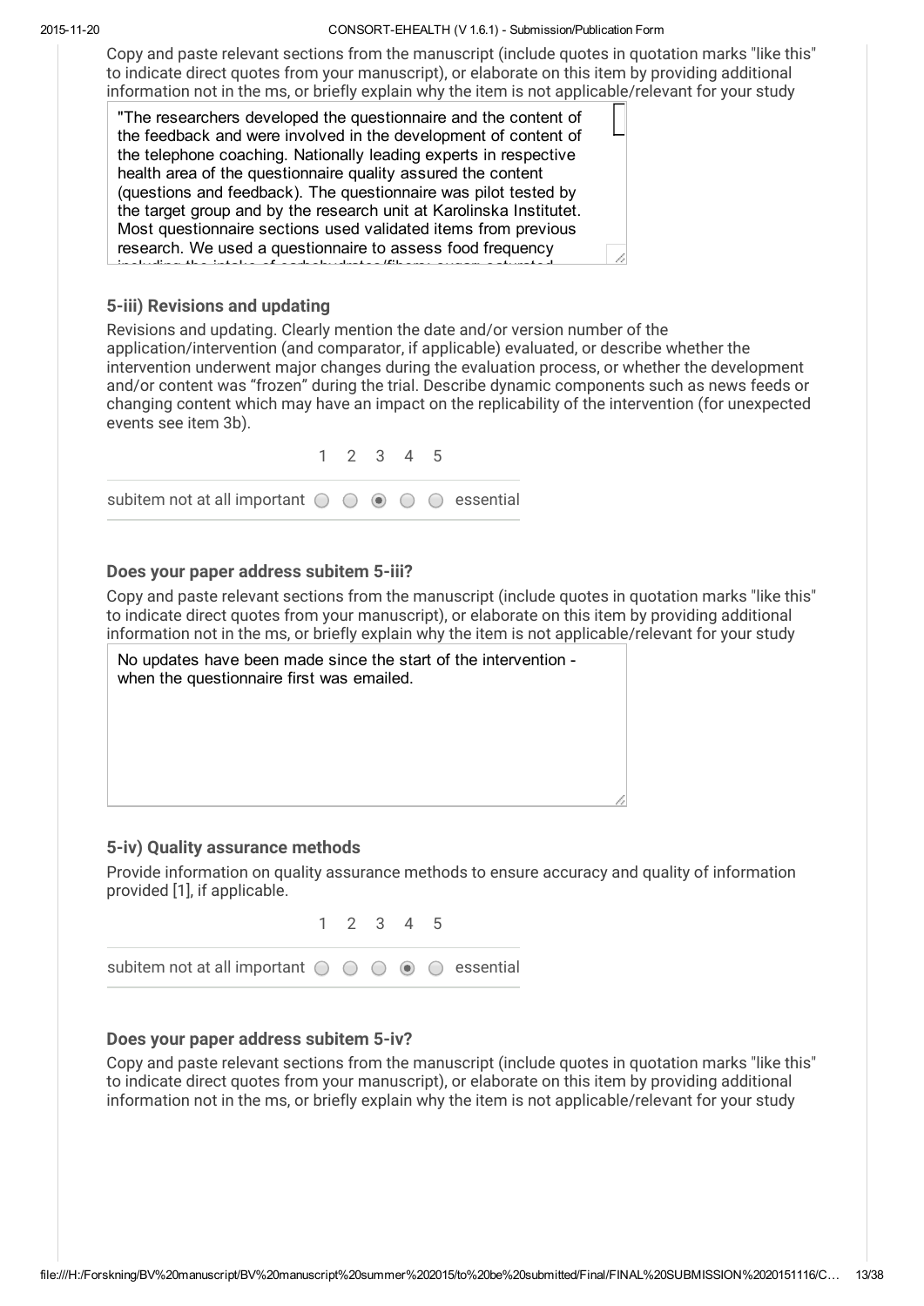Copy and paste relevant sections from the manuscript (include quotes in quotation marks "like this" to indicate direct quotes from your manuscript), or elaborate on this item by providing additional information not in the ms, or briefly explain why the item is not applicable/relevant for your study

"The researchers developed the questionnaire and the content of the feedback and were involved in the development of content of the telephone coaching. Nationally leading experts in respective health area of the questionnaire quality assured the content (questions and feedback). The questionnaire was pilot tested by the target group and by the research unit at Karolinska Institutet. Most questionnaire sections used validated items from previous research. We used a questionnaire to assess food frequency

### 5-iii) Revisions and updating

Revisions and updating. Clearly mention the date and/or version number of the application/intervention (and comparator, if applicable) evaluated, or describe whether the intervention underwent major changes during the evaluation process, or whether the development and/or content was "frozen" during the trial. Describe dynamic components such as news feeds or changing content which may have an impact on the replicability of the intervention (for unexpected events see item 3b).

| | 1 | 2 | 3 | 4 | 5 | |
|---|---|---|---|---|---|---|
| subitem not at all important | ○ | ○ | ◉ | ○ | ○ | essential |

#### Does your paper address subitem 5-iii?

Copy and paste relevant sections from the manuscript (include quotes in quotation marks "like this" to indicate direct quotes from your manuscript), or elaborate on this item by providing additional information not in the ms, or briefly explain why the item is not applicable/relevant for your study

No updates have been made since the start of the intervention - when the questionnaire first was emailed.

### 5-iv) Quality assurance methods

Provide information on quality assurance methods to ensure accuracy and quality of information provided [1], if applicable.

| | 1 | 2 | 3 | 4 | 5 | |
|---|---|---|---|---|---|---|
| subitem not at all important | ○ | ○ | ○ | ◉ | ○ | essential |

#### Does your paper address subitem 5-iv?

Copy and paste relevant sections from the manuscript (include quotes in quotation marks "like this" to indicate direct quotes from your manuscript), or elaborate on this item by providing additional information not in the ms, or briefly explain why the item is not applicable/relevant for your study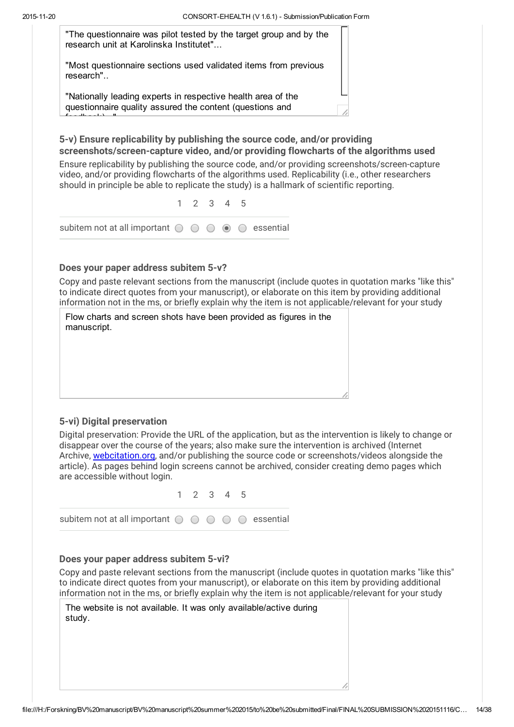"The questionnaire was pilot tested by the target group and by the research unit at Karolinska Institutet"...

"Most questionnaire sections used validated items from previous research"..

"Nationally leading experts in respective health area of the questionnaire quality assured the content (questions and feedback)..."

### 5-v) Ensure replicability by publishing the source code, and/or providing screenshots/screen-capture video, and/or providing flowcharts of the algorithms used

Ensure replicability by publishing the source code, and/or providing screenshots/screen-capture video, and/or providing flowcharts of the algorithms used. Replicability (i.e., other researchers should in principle be able to replicate the study) is a hallmark of scientific reporting.

| | 1 | 2 | 3 | 4 | 5 | |
|---|---|---|---|---|---|---|
| subitem not at all important | ○ | ○ | ○ | ◉ | ○ | essential |

#### Does your paper address subitem 5-v?

Copy and paste relevant sections from the manuscript (include quotes in quotation marks "like this" to indicate direct quotes from your manuscript), or elaborate on this item by providing additional information not in the ms, or briefly explain why the item is not applicable/relevant for your study

Flow charts and screen shots have been provided as figures in the manuscript.

### 5-vi) Digital preservation

Digital preservation: Provide the URL of the application, but as the intervention is likely to change or disappear over the course of the years; also make sure the intervention is archived (Internet Archive, webcitation.org, and/or publishing the source code or screenshots/videos alongside the article). As pages behind login screens cannot be archived, consider creating demo pages which are accessible without login.

| | 1 | 2 | 3 | 4 | 5 | |
|---|---|---|---|---|---|---|
| subitem not at all important | ○ | ○ | ○ | ○ | ○ | essential |

#### Does your paper address subitem 5-vi?

Copy and paste relevant sections from the manuscript (include quotes in quotation marks "like this" to indicate direct quotes from your manuscript), or elaborate on this item by providing additional information not in the ms, or briefly explain why the item is not applicable/relevant for your study

The website is not available. It was only available/active during study.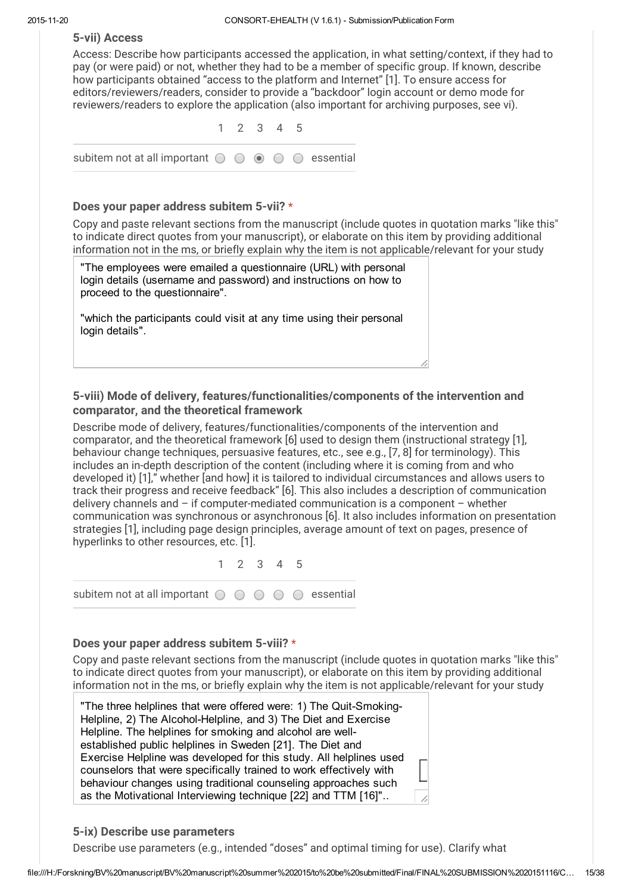### 5-vii) Access

Access: Describe how participants accessed the application, in what setting/context, if they had to pay (or were paid) or not, whether they had to be a member of specific group. If known, describe how participants obtained "access to the platform and Internet" [1]. To ensure access for editors/reviewers/readers, consider to provide a "backdoor" login account or demo mode for reviewers/readers to explore the application (also important for archiving purposes, see vi).

| | 1 | 2 | 3 | 4 | 5 | |
|---|---|---|---|---|---|---|
| subitem not at all important | ○ | ○ | ◉ | ○ | ○ | essential |

**Does your paper address subitem 5-vii? \***

Copy and paste relevant sections from the manuscript (include quotes in quotation marks "like this" to indicate direct quotes from your manuscript), or elaborate on this item by providing additional information not in the ms, or briefly explain why the item is not applicable/relevant for your study

"The employees were emailed a questionnaire (URL) with personal login details (username and password) and instructions on how to proceed to the questionnaire".

"which the participants could visit at any time using their personal login details".

### 5-viii) Mode of delivery, features/functionalities/components of the intervention and comparator, and the theoretical framework

Describe mode of delivery, features/functionalities/components of the intervention and comparator, and the theoretical framework [6] used to design them (instructional strategy [1], behaviour change techniques, persuasive features, etc., see e.g., [7, 8] for terminology). This includes an in-depth description of the content (including where it is coming from and who developed it) [1]," whether [and how] it is tailored to individual circumstances and allows users to track their progress and receive feedback" [6]. This also includes a description of communication delivery channels and – if computer-mediated communication is a component – whether communication was synchronous or asynchronous [6]. It also includes information on presentation strategies [1], including page design principles, average amount of text on pages, presence of hyperlinks to other resources, etc. [1].

| | 1 | 2 | 3 | 4 | 5 | |
|---|---|---|---|---|---|---|
| subitem not at all important | ○ | ○ | ○ | ○ | ○ | essential |

**Does your paper address subitem 5-viii? \***

Copy and paste relevant sections from the manuscript (include quotes in quotation marks "like this" to indicate direct quotes from your manuscript), or elaborate on this item by providing additional information not in the ms, or briefly explain why the item is not applicable/relevant for your study

"The three helplines that were offered were: 1) The Quit-Smoking-Helpline, 2) The Alcohol-Helpline, and 3) The Diet and Exercise Helpline. The helplines for smoking and alcohol are well-established public helplines in Sweden [21]. The Diet and Exercise Helpline was developed for this study. All helplines used counselors that were specifically trained to work effectively with behaviour changes using traditional counseling approaches such as the Motivational Interviewing technique [22] and TTM [16]"..

### 5-ix) Describe use parameters

Describe use parameters (e.g., intended "doses" and optimal timing for use). Clarify what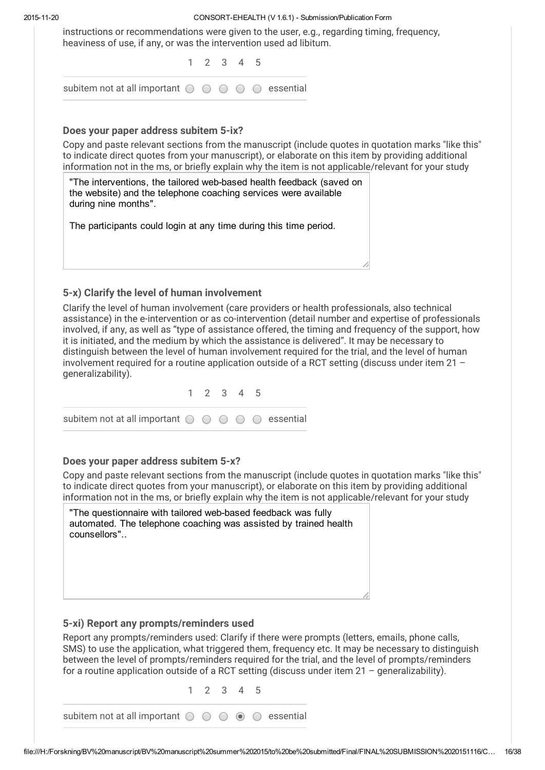instructions or recommendations were given to the user, e.g., regarding timing, frequency, heaviness of use, if any, or was the intervention used ad libitum.

| | 1 | 2 | 3 | 4 | 5 | |
|---|---|---|---|---|---|---|
| subitem not at all important | ○ | ○ | ○ | ○ | ○ | essential |

### Does your paper address subitem 5-ix?

Copy and paste relevant sections from the manuscript (include quotes in quotation marks "like this" to indicate direct quotes from your manuscript), or elaborate on this item by providing additional information not in the ms, or briefly explain why the item is not applicable/relevant for your study

"The interventions, the tailored web-based health feedback (saved on the website) and the telephone coaching services were available during nine months".

The participants could login at any time during this time period.

### 5-x) Clarify the level of human involvement

Clarify the level of human involvement (care providers or health professionals, also technical assistance) in the e-intervention or as co-intervention (detail number and expertise of professionals involved, if any, as well as "type of assistance offered, the timing and frequency of the support, how it is initiated, and the medium by which the assistance is delivered". It may be necessary to distinguish between the level of human involvement required for the trial, and the level of human involvement required for a routine application outside of a RCT setting (discuss under item 21 – generalizability).

| | 1 | 2 | 3 | 4 | 5 | |
|---|---|---|---|---|---|---|
| subitem not at all important | ○ | ○ | ○ | ○ | ○ | essential |

### Does your paper address subitem 5-x?

Copy and paste relevant sections from the manuscript (include quotes in quotation marks "like this" to indicate direct quotes from your manuscript), or elaborate on this item by providing additional information not in the ms, or briefly explain why the item is not applicable/relevant for your study

"The questionnaire with tailored web-based feedback was fully automated. The telephone coaching was assisted by trained health counsellors"..

### 5-xi) Report any prompts/reminders used

Report any prompts/reminders used: Clarify if there were prompts (letters, emails, phone calls, SMS) to use the application, what triggered them, frequency etc. It may be necessary to distinguish between the level of prompts/reminders required for the trial, and the level of prompts/reminders for a routine application outside of a RCT setting (discuss under item 21 – generalizability).

| | 1 | 2 | 3 | 4 | 5 | |
|---|---|---|---|---|---|---|
| subitem not at all important | ○ | ○ | ○ | ◉ | ○ | essential |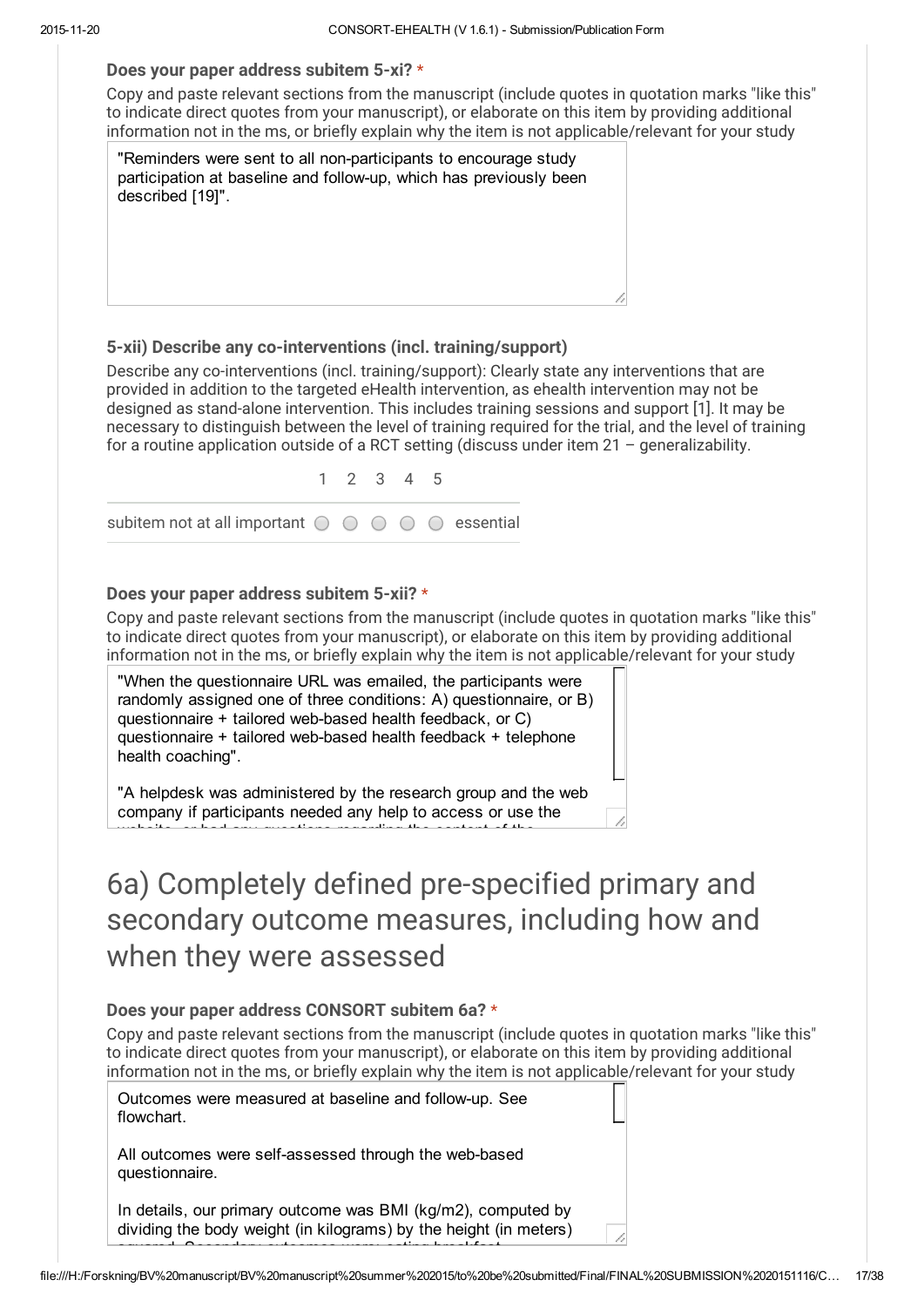**Does your paper address subitem 5-xi? ***

Copy and paste relevant sections from the manuscript (include quotes in quotation marks "like this" to indicate direct quotes from your manuscript), or elaborate on this item by providing additional information not in the ms, or briefly explain why the item is not applicable/relevant for your study

"Reminders were sent to all non-participants to encourage study participation at baseline and follow-up, which has previously been described [19]".

### 5-xii) Describe any co-interventions (incl. training/support)

Describe any co-interventions (incl. training/support): Clearly state any interventions that are provided in addition to the targeted eHealth intervention, as ehealth intervention may not be designed as stand-alone intervention. This includes training sessions and support [1]. It may be necessary to distinguish between the level of training required for the trial, and the level of training for a routine application outside of a RCT setting (discuss under item 21 – generalizability.

| | 1 | 2 | 3 | 4 | 5 | |
|---|---|---|---|---|---|---|
| subitem not at all important | ○ | ○ | ○ | ○ | ○ | essential |

**Does your paper address subitem 5-xii? ***

Copy and paste relevant sections from the manuscript (include quotes in quotation marks "like this" to indicate direct quotes from your manuscript), or elaborate on this item by providing additional information not in the ms, or briefly explain why the item is not applicable/relevant for your study

"When the questionnaire URL was emailed, the participants were randomly assigned one of three conditions: A) questionnaire, or B) questionnaire + tailored web-based health feedback, or C) questionnaire + tailored web-based health feedback + telephone health coaching".

"A helpdesk was administered by the research group and the web company if participants needed any help to access or use the

# 6a) Completely defined pre-specified primary and secondary outcome measures, including how and when they were assessed

**Does your paper address CONSORT subitem 6a? ***

Copy and paste relevant sections from the manuscript (include quotes in quotation marks "like this" to indicate direct quotes from your manuscript), or elaborate on this item by providing additional information not in the ms, or briefly explain why the item is not applicable/relevant for your study

Outcomes were measured at baseline and follow-up. See flowchart.

All outcomes were self-assessed through the web-based questionnaire.

In details, our primary outcome was BMI (kg/m2), computed by dividing the body weight (in kilograms) by the height (in meters)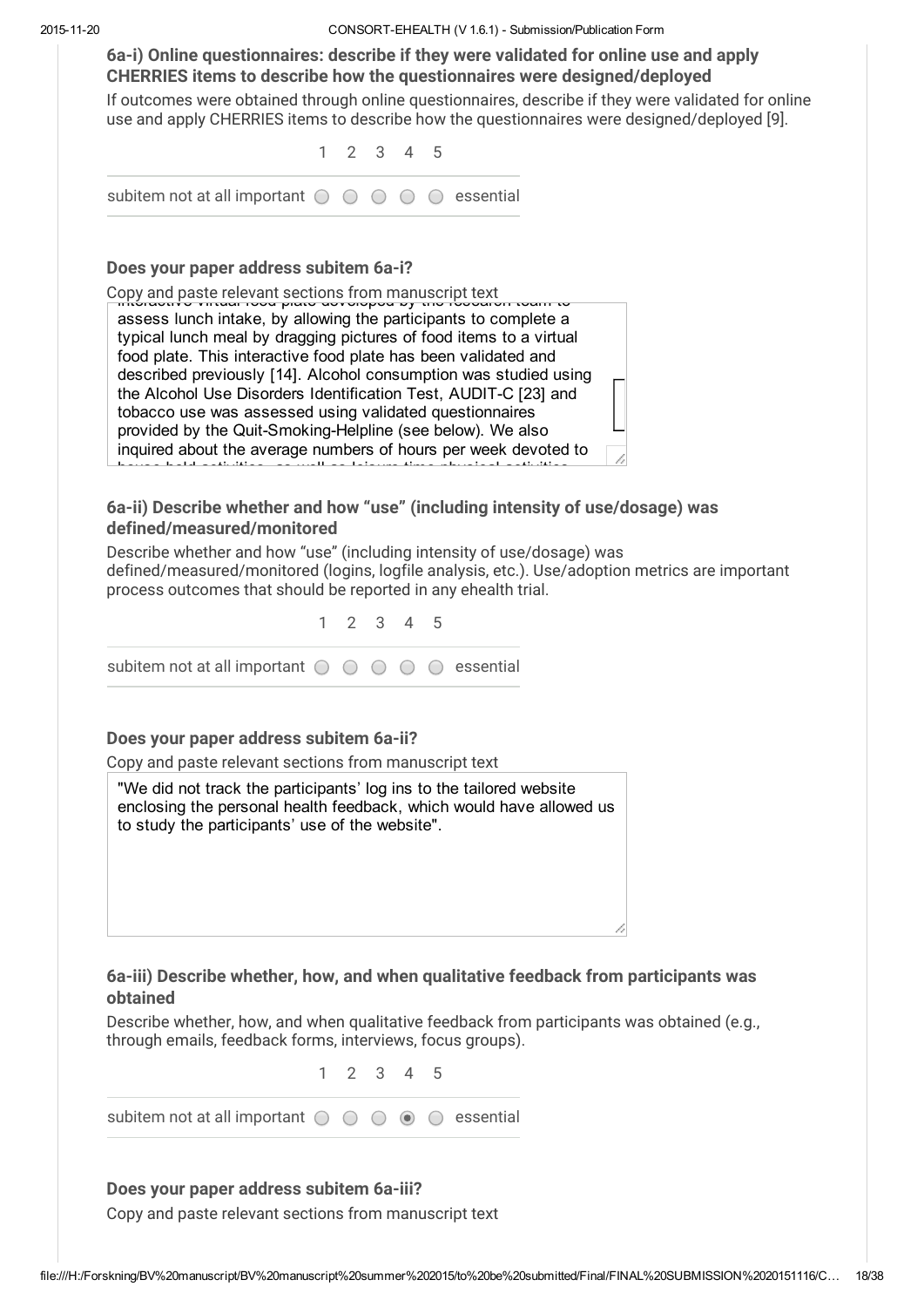### 6a-i) Online questionnaires: describe if they were validated for online use and apply CHERRIES items to describe how the questionnaires were designed/deployed

If outcomes were obtained through online questionnaires, describe if they were validated for online use and apply CHERRIES items to describe how the questionnaires were designed/deployed [9].

| | 1 | 2 | 3 | 4 | 5 | |
|---|---|---|---|---|---|---|
| subitem not at all important | ○ | ○ | ○ | ○ | ○ | essential |

#### Does your paper address subitem 6a-i?

Copy and paste relevant sections from manuscript text

interactive virtual food plate developed by the research team to assess lunch intake, by allowing the participants to complete a typical lunch meal by dragging pictures of food items to a virtual food plate. This interactive food plate has been validated and described previously [14]. Alcohol consumption was studied using the Alcohol Use Disorders Identification Test, AUDIT-C [23] and tobacco use was assessed using validated questionnaires provided by the Quit-Smoking-Helpline (see below). We also inquired about the average numbers of hours per week devoted to household activities, as well as leisure time physical activities

### 6a-ii) Describe whether and how "use" (including intensity of use/dosage) was defined/measured/monitored

Describe whether and how "use" (including intensity of use/dosage) was defined/measured/monitored (logins, logfile analysis, etc.). Use/adoption metrics are important process outcomes that should be reported in any ehealth trial.

| | 1 | 2 | 3 | 4 | 5 | |
|---|---|---|---|---|---|---|
| subitem not at all important | ○ | ○ | ○ | ○ | ○ | essential |

#### Does your paper address subitem 6a-ii?

Copy and paste relevant sections from manuscript text

"We did not track the participants' log ins to the tailored website enclosing the personal health feedback, which would have allowed us to study the participants' use of the website".

### 6a-iii) Describe whether, how, and when qualitative feedback from participants was obtained

Describe whether, how, and when qualitative feedback from participants was obtained (e.g., through emails, feedback forms, interviews, focus groups).

| | 1 | 2 | 3 | 4 | 5 | |
|---|---|---|---|---|---|---|
| subitem not at all important | ○ | ○ | ○ | ◉ | ○ | essential |

#### Does your paper address subitem 6a-iii?

Copy and paste relevant sections from manuscript text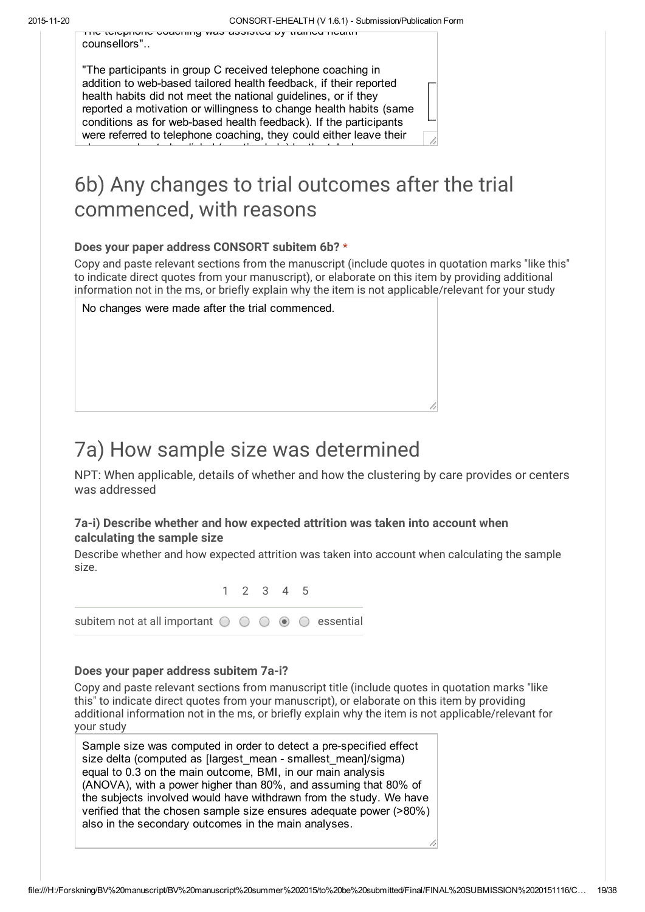"The telephone coaching was assisted by trained health counsellors"..

"The participants in group C received telephone coaching in addition to web-based tailored health feedback, if their reported health habits did not meet the national guidelines, or if they reported a motivation or willingness to change health habits (same conditions as for web-based health feedback). If the participants were referred to telephone coaching, they could either leave their

# 6b) Any changes to trial outcomes after the trial commenced, with reasons

**Does your paper address CONSORT subitem 6b? \***

Copy and paste relevant sections from the manuscript (include quotes in quotation marks "like this" to indicate direct quotes from your manuscript), or elaborate on this item by providing additional information not in the ms, or briefly explain why the item is not applicable/relevant for your study

No changes were made after the trial commenced.

# 7a) How sample size was determined

NPT: When applicable, details of whether and how the clustering by care provides or centers was addressed

### 7a-i) Describe whether and how expected attrition was taken into account when calculating the sample size

Describe whether and how expected attrition was taken into account when calculating the sample size.

| | 1 | 2 | 3 | 4 | 5 | |
|---|---|---|---|---|---|---|
| subitem not at all important | ○ | ○ | ○ | ◉ | ○ | essential |

**Does your paper address subitem 7a-i?**

Copy and paste relevant sections from manuscript title (include quotes in quotation marks "like this" to indicate direct quotes from your manuscript), or elaborate on this item by providing additional information not in the ms, or briefly explain why the item is not applicable/relevant for your study

Sample size was computed in order to detect a pre-specified effect size delta (computed as [largest_mean - smallest_mean]/sigma) equal to 0.3 on the main outcome, BMI, in our main analysis (ANOVA), with a power higher than 80%, and assuming that 80% of the subjects involved would have withdrawn from the study. We have verified that the chosen sample size ensures adequate power (>80%) also in the secondary outcomes in the main analyses.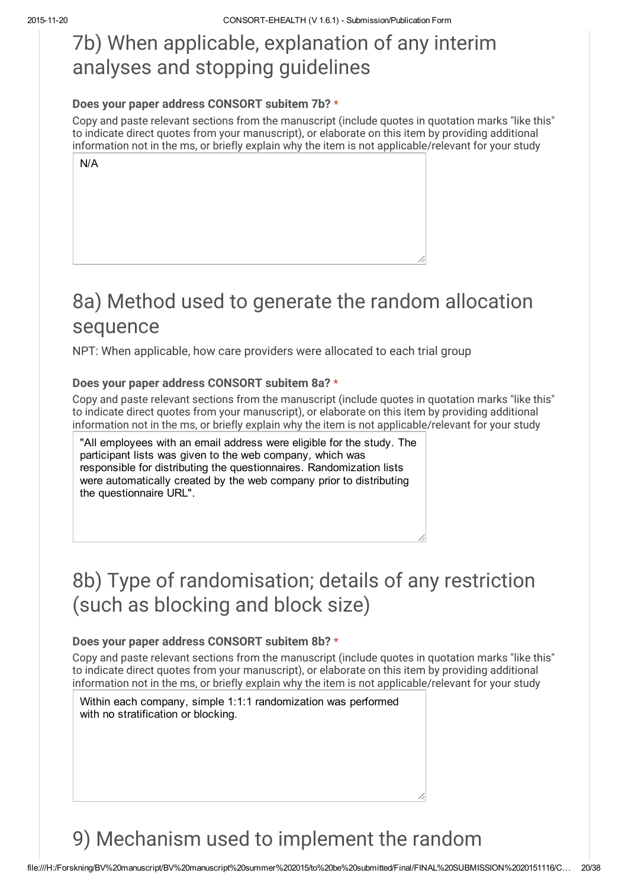# 7b) When applicable, explanation of any interim analyses and stopping guidelines

**Does your paper address CONSORT subitem 7b? ***

Copy and paste relevant sections from the manuscript (include quotes in quotation marks "like this" to indicate direct quotes from your manuscript), or elaborate on this item by providing additional information not in the ms, or briefly explain why the item is not applicable/relevant for your study

N/A

# 8a) Method used to generate the random allocation sequence

NPT: When applicable, how care providers were allocated to each trial group

**Does your paper address CONSORT subitem 8a? ***

Copy and paste relevant sections from the manuscript (include quotes in quotation marks "like this" to indicate direct quotes from your manuscript), or elaborate on this item by providing additional information not in the ms, or briefly explain why the item is not applicable/relevant for your study

"All employees with an email address were eligible for the study. The participant lists was given to the web company, which was responsible for distributing the questionnaires. Randomization lists were automatically created by the web company prior to distributing the questionnaire URL".

# 8b) Type of randomisation; details of any restriction (such as blocking and block size)

**Does your paper address CONSORT subitem 8b? ***

Copy and paste relevant sections from the manuscript (include quotes in quotation marks "like this" to indicate direct quotes from your manuscript), or elaborate on this item by providing additional information not in the ms, or briefly explain why the item is not applicable/relevant for your study

Within each company, simple 1:1:1 randomization was performed with no stratification or blocking.

# 9) Mechanism used to implement the random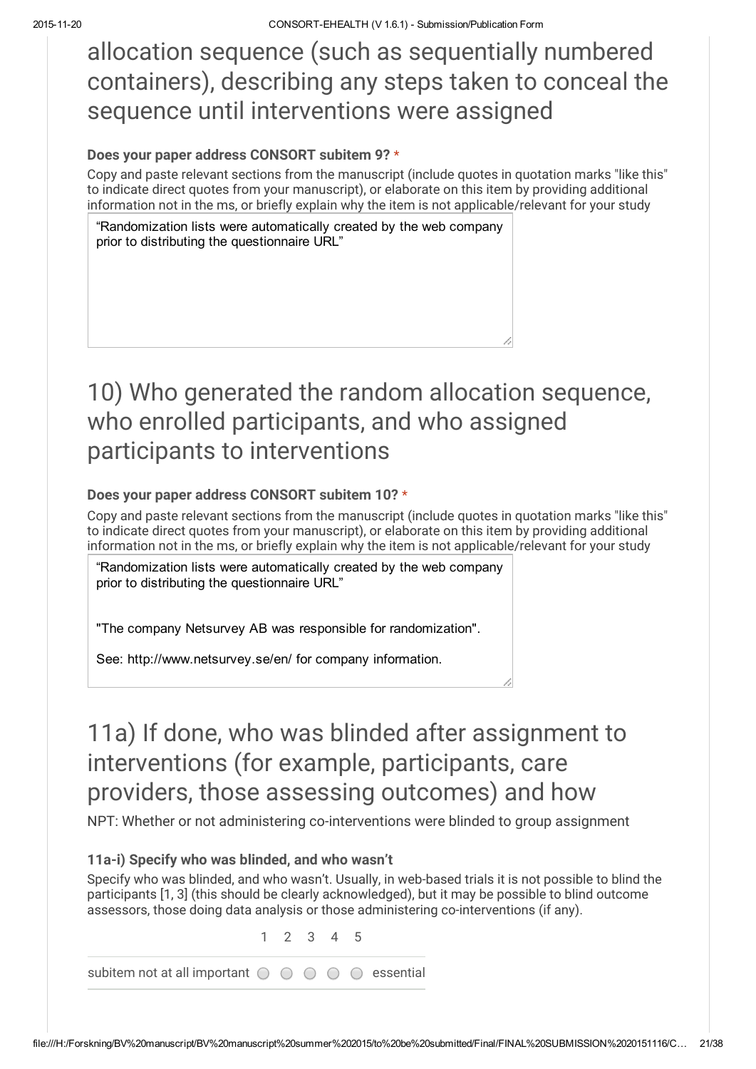allocation sequence (such as sequentially numbered containers), describing any steps taken to conceal the sequence until interventions were assigned

**Does your paper address CONSORT subitem 9? ***

Copy and paste relevant sections from the manuscript (include quotes in quotation marks "like this" to indicate direct quotes from your manuscript), or elaborate on this item by providing additional information not in the ms, or briefly explain why the item is not applicable/relevant for your study

"Randomization lists were automatically created by the web company prior to distributing the questionnaire URL"

# 10) Who generated the random allocation sequence, who enrolled participants, and who assigned participants to interventions

**Does your paper address CONSORT subitem 10? ***

Copy and paste relevant sections from the manuscript (include quotes in quotation marks "like this" to indicate direct quotes from your manuscript), or elaborate on this item by providing additional information not in the ms, or briefly explain why the item is not applicable/relevant for your study

"Randomization lists were automatically created by the web company prior to distributing the questionnaire URL"

"The company Netsurvey AB was responsible for randomization".

See: http://www.netsurvey.se/en/ for company information.

# 11a) If done, who was blinded after assignment to interventions (for example, participants, care providers, those assessing outcomes) and how

NPT: Whether or not administering co-interventions were blinded to group assignment

**11a-i) Specify who was blinded, and who wasn't**

Specify who was blinded, and who wasn't. Usually, in web-based trials it is not possible to blind the participants [1, 3] (this should be clearly acknowledged), but it may be possible to blind outcome assessors, those doing data analysis or those administering co-interventions (if any).

| | 1 | 2 | 3 | 4 | 5 | |
|---|---|---|---|---|---|---|
| subitem not at all important | ○ | ○ | ○ | ○ | ○ | essential |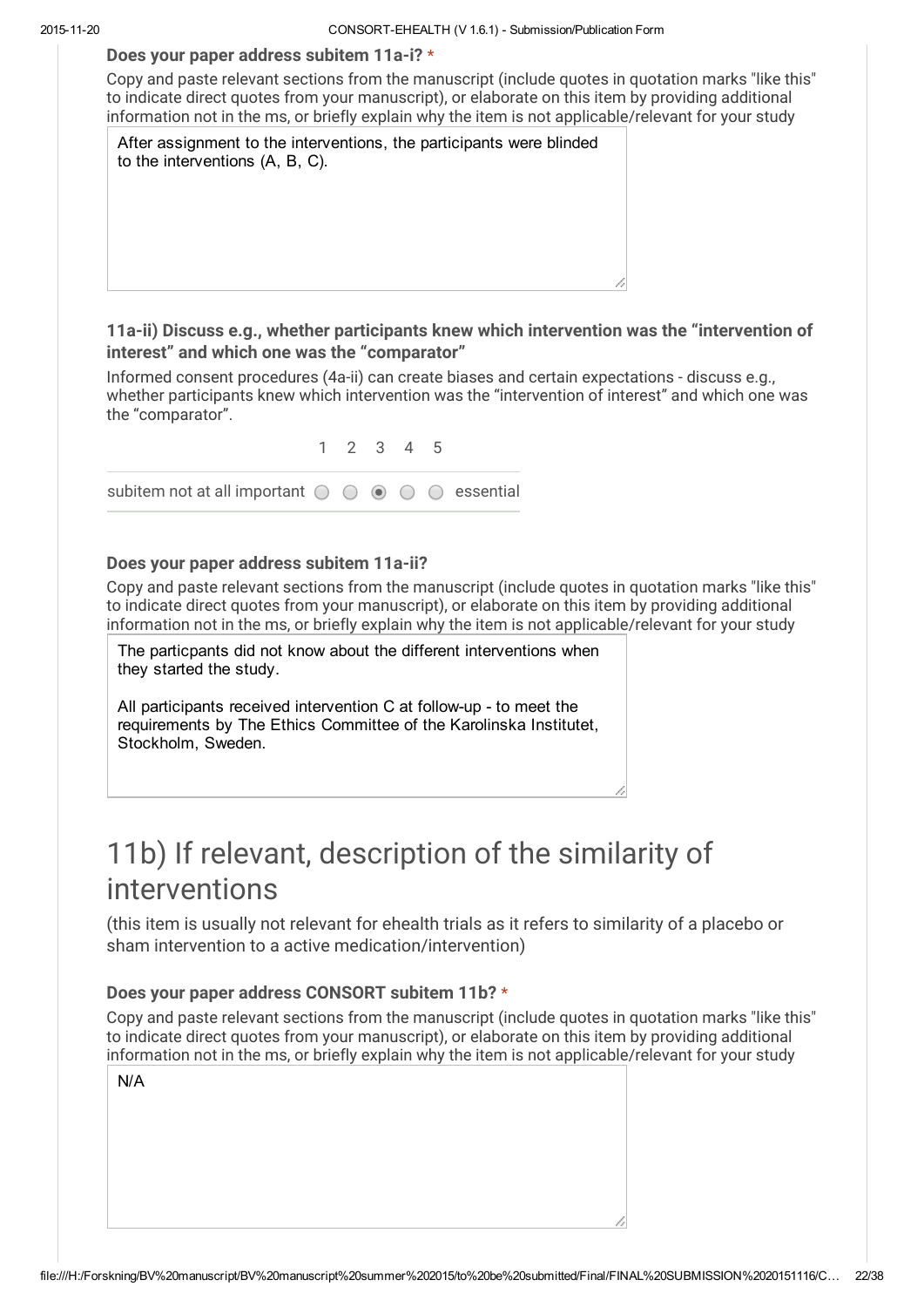**Does your paper address subitem 11a-i?** *

Copy and paste relevant sections from the manuscript (include quotes in quotation marks "like this" to indicate direct quotes from your manuscript), or elaborate on this item by providing additional information not in the ms, or briefly explain why the item is not applicable/relevant for your study

After assignment to the interventions, the participants were blinded to the interventions (A, B, C).

**11a-ii) Discuss e.g., whether participants knew which intervention was the "intervention of interest" and which one was the "comparator"**

Informed consent procedures (4a-ii) can create biases and certain expectations - discuss e.g., whether participants knew which intervention was the "intervention of interest" and which one was the "comparator".

| | 1 | 2 | 3 | 4 | 5 | |
|---|---|---|---|---|---|---|
| subitem not at all important | ○ | ○ | ◉ | ○ | ○ | essential |

**Does your paper address subitem 11a-ii?**

Copy and paste relevant sections from the manuscript (include quotes in quotation marks "like this" to indicate direct quotes from your manuscript), or elaborate on this item by providing additional information not in the ms, or briefly explain why the item is not applicable/relevant for your study

The particpants did not know about the different interventions when they started the study.

All participants received intervention C at follow-up - to meet the requirements by The Ethics Committee of the Karolinska Institutet, Stockholm, Sweden.

# 11b) If relevant, description of the similarity of interventions

(this item is usually not relevant for ehealth trials as it refers to similarity of a placebo or sham intervention to a active medication/intervention)

**Does your paper address CONSORT subitem 11b?** *

Copy and paste relevant sections from the manuscript (include quotes in quotation marks "like this" to indicate direct quotes from your manuscript), or elaborate on this item by providing additional information not in the ms, or briefly explain why the item is not applicable/relevant for your study

N/A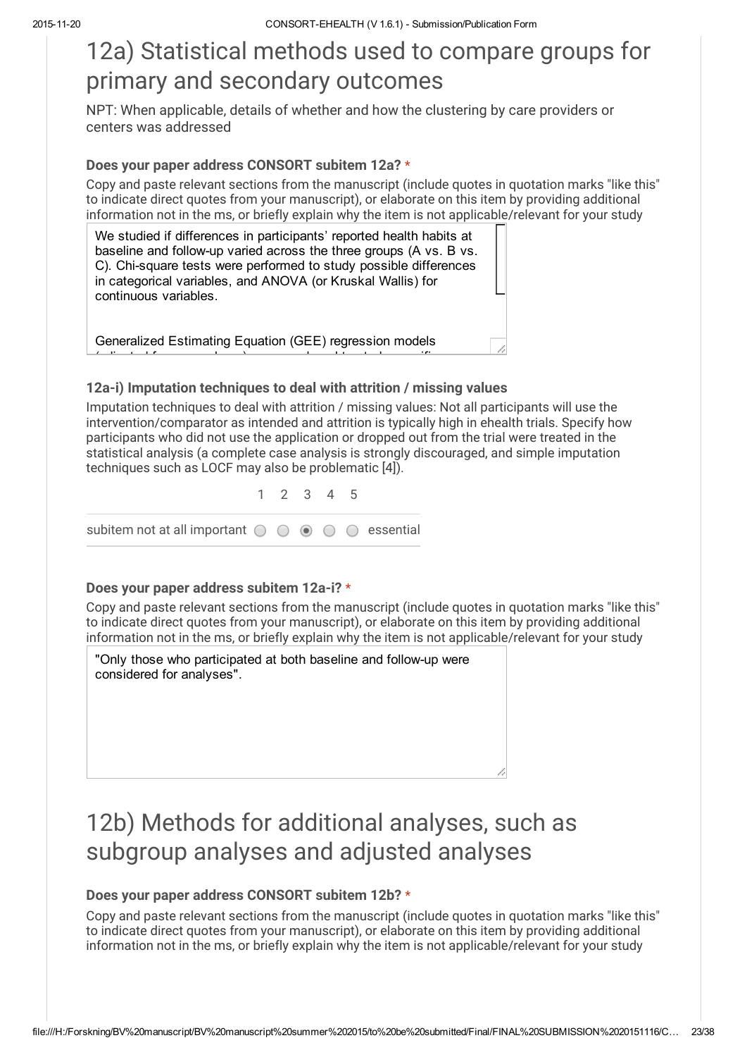# 12a) Statistical methods used to compare groups for primary and secondary outcomes

NPT: When applicable, details of whether and how the clustering by care providers or centers was addressed

### Does your paper address CONSORT subitem 12a? *

Copy and paste relevant sections from the manuscript (include quotes in quotation marks "like this" to indicate direct quotes from your manuscript), or elaborate on this item by providing additional information not in the ms, or briefly explain why the item is not applicable/relevant for your study

We studied if differences in participants' reported health habits at baseline and follow-up varied across the three groups (A vs. B vs. C). Chi-square tests were performed to study possible differences in categorical variables, and ANOVA (or Kruskal Wallis) for continuous variables.

Generalized Estimating Equation (GEE) regression models

### 12a-i) Imputation techniques to deal with attrition / missing values

Imputation techniques to deal with attrition / missing values: Not all participants will use the intervention/comparator as intended and attrition is typically high in ehealth trials. Specify how participants who did not use the application or dropped out from the trial were treated in the statistical analysis (a complete case analysis is strongly discouraged, and simple imputation techniques such as LOCF may also be problematic [4]).

| | 1 | 2 | 3 | 4 | 5 | |
|---|---|---|---|---|---|---|
| subitem not at all important | ○ | ○ | ● | ○ | ○ | essential |

### Does your paper address subitem 12a-i? *

Copy and paste relevant sections from the manuscript (include quotes in quotation marks "like this" to indicate direct quotes from your manuscript), or elaborate on this item by providing additional information not in the ms, or briefly explain why the item is not applicable/relevant for your study

"Only those who participated at both baseline and follow-up were considered for analyses".

# 12b) Methods for additional analyses, such as subgroup analyses and adjusted analyses

### Does your paper address CONSORT subitem 12b? *

Copy and paste relevant sections from the manuscript (include quotes in quotation marks "like this" to indicate direct quotes from your manuscript), or elaborate on this item by providing additional information not in the ms, or briefly explain why the item is not applicable/relevant for your study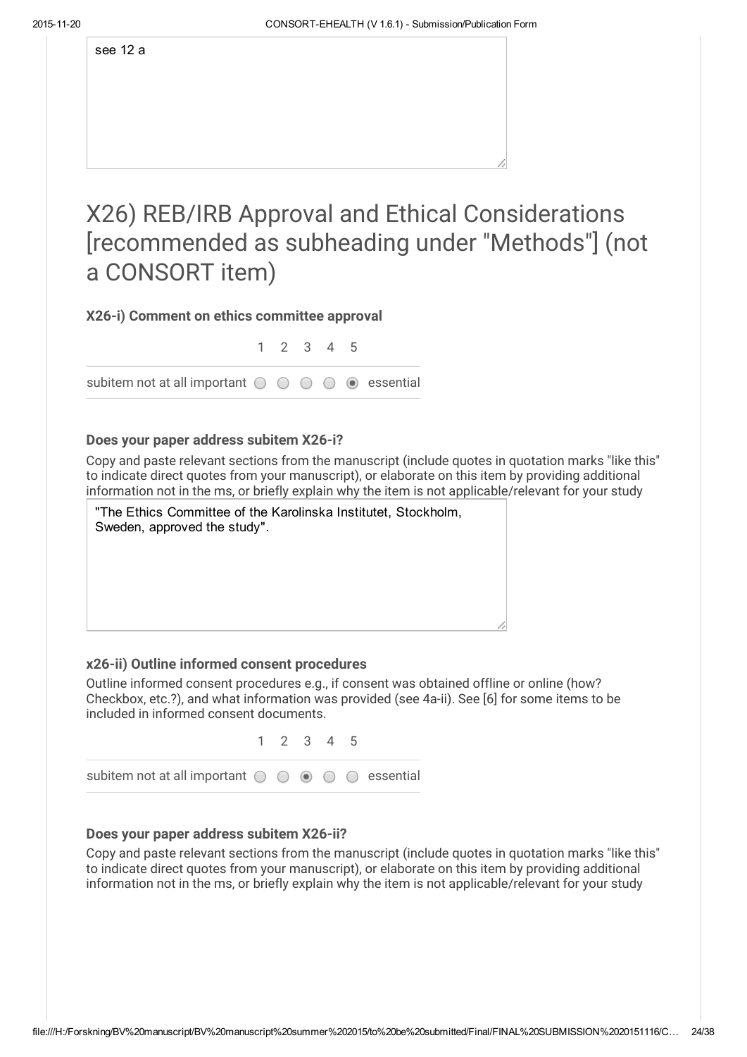see 12 a

# X26) REB/IRB Approval and Ethical Considerations [recommended as subheading under "Methods"] (not a CONSORT item)

**X26-i) Comment on ethics committee approval**

| | 1 | 2 | 3 | 4 | 5 | |
|---|---|---|---|---|---|---|
| subitem not at all important | ○ | ○ | ○ | ○ | ◉ | essential |

**Does your paper address subitem X26-i?**

Copy and paste relevant sections from the manuscript (include quotes in quotation marks "like this" to indicate direct quotes from your manuscript), or elaborate on this item by providing additional information not in the ms, or briefly explain why the item is not applicable/relevant for your study

"The Ethics Committee of the Karolinska Institutet, Stockholm, Sweden, approved the study".

**x26-ii) Outline informed consent procedures**

Outline informed consent procedures e.g., if consent was obtained offline or online (how? Checkbox, etc.?), and what information was provided (see 4a-ii). See [6] for some items to be included in informed consent documents.

| | 1 | 2 | 3 | 4 | 5 | |
|---|---|---|---|---|---|---|
| subitem not at all important | ○ | ○ | ◉ | ○ | ○ | essential |

**Does your paper address subitem X26-ii?**

Copy and paste relevant sections from the manuscript (include quotes in quotation marks "like this" to indicate direct quotes from your manuscript), or elaborate on this item by providing additional information not in the ms, or briefly explain why the item is not applicable/relevant for your study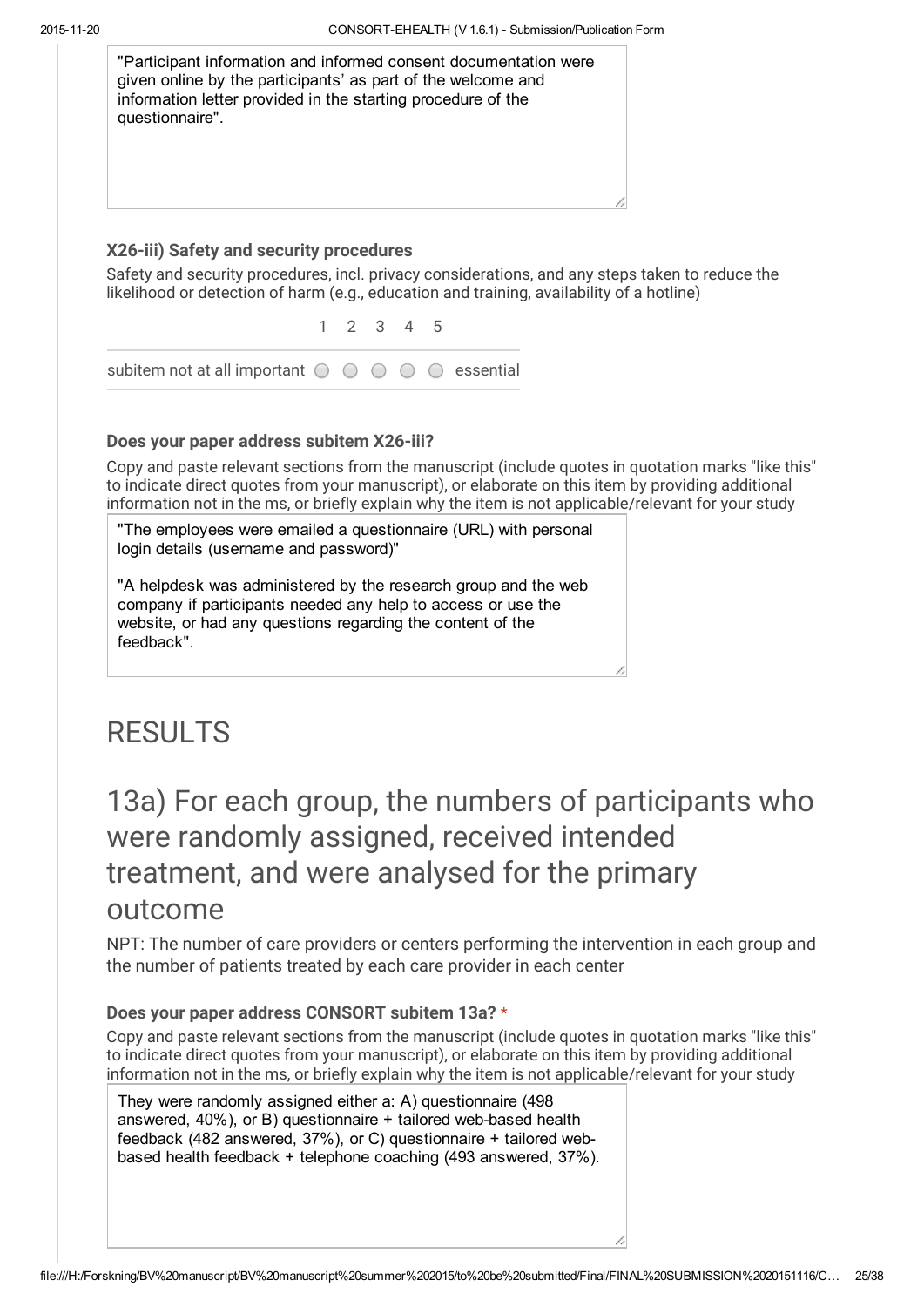"Participant information and informed consent documentation were given online by the participants' as part of the welcome and information letter provided in the starting procedure of the questionnaire".

### X26-iii) Safety and security procedures

Safety and security procedures, incl. privacy considerations, and any steps taken to reduce the likelihood or detection of harm (e.g., education and training, availability of a hotline)

| | 1 | 2 | 3 | 4 | 5 | |
|---|---|---|---|---|---|---|
| subitem not at all important | ○ | ○ | ○ | ○ | ○ | essential |

#### Does your paper address subitem X26-iii?

Copy and paste relevant sections from the manuscript (include quotes in quotation marks "like this" to indicate direct quotes from your manuscript), or elaborate on this item by providing additional information not in the ms, or briefly explain why the item is not applicable/relevant for your study

"The employees were emailed a questionnaire (URL) with personal login details (username and password)"

"A helpdesk was administered by the research group and the web company if participants needed any help to access or use the website, or had any questions regarding the content of the feedback".

# RESULTS

# 13a) For each group, the numbers of participants who were randomly assigned, received intended treatment, and were analysed for the primary outcome

NPT: The number of care providers or centers performing the intervention in each group and the number of patients treated by each care provider in each center

#### Does your paper address CONSORT subitem 13a? *

Copy and paste relevant sections from the manuscript (include quotes in quotation marks "like this" to indicate direct quotes from your manuscript), or elaborate on this item by providing additional information not in the ms, or briefly explain why the item is not applicable/relevant for your study

They were randomly assigned either a: A) questionnaire (498 answered, 40%), or B) questionnaire + tailored web-based health feedback (482 answered, 37%), or C) questionnaire + tailored web-based health feedback + telephone coaching (493 answered, 37%).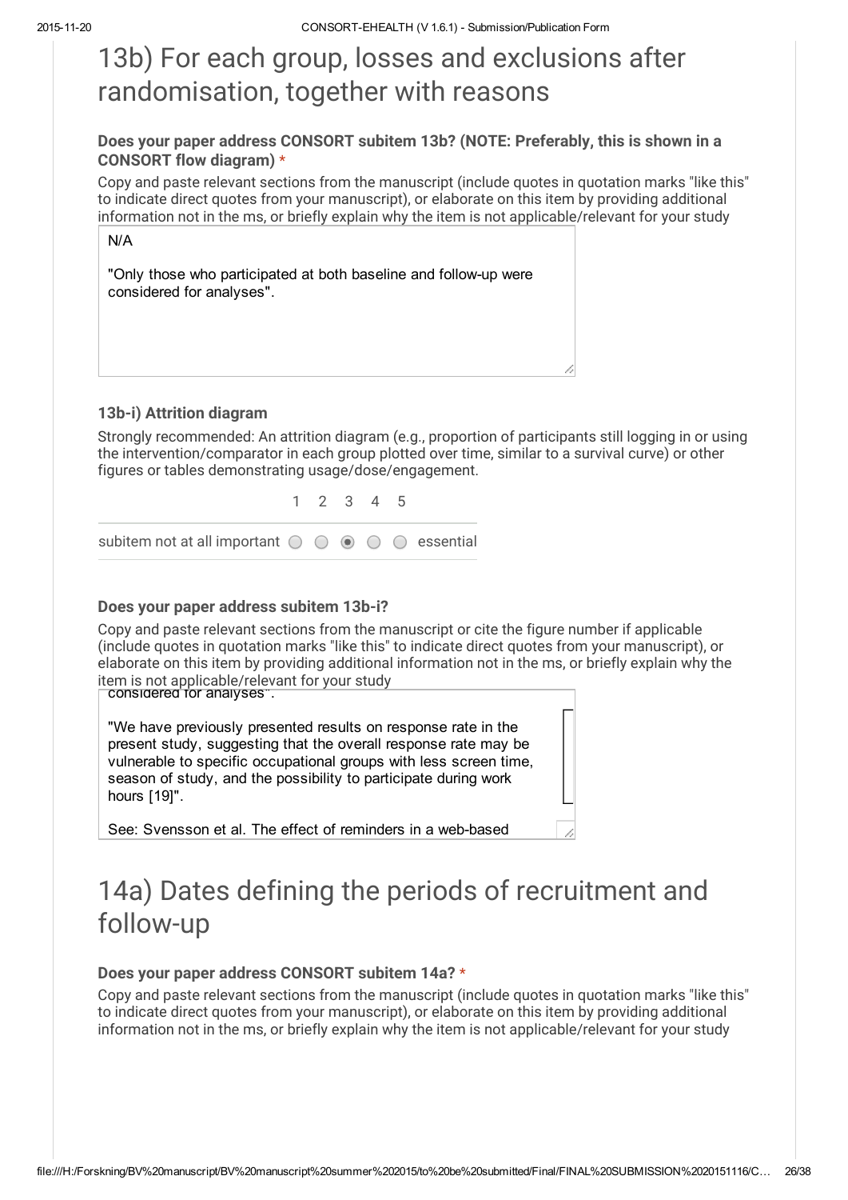# 13b) For each group, losses and exclusions after randomisation, together with reasons

**Does your paper address CONSORT subitem 13b? (NOTE: Preferably, this is shown in a CONSORT flow diagram) ***

Copy and paste relevant sections from the manuscript (include quotes in quotation marks "like this" to indicate direct quotes from your manuscript), or elaborate on this item by providing additional information not in the ms, or briefly explain why the item is not applicable/relevant for your study

N/A

"Only those who participated at both baseline and follow-up were considered for analyses".

### 13b-i) Attrition diagram

Strongly recommended: An attrition diagram (e.g., proportion of participants still logging in or using the intervention/comparator in each group plotted over time, similar to a survival curve) or other figures or tables demonstrating usage/dose/engagement.

| | 1 | 2 | 3 | 4 | 5 | |
|---|---|---|---|---|---|---|
| subitem not at all important | ○ | ○ | ◉ | ○ | ○ | essential |

**Does your paper address subitem 13b-i?**

Copy and paste relevant sections from the manuscript or cite the figure number if applicable (include quotes in quotation marks "like this" to indicate direct quotes from your manuscript), or elaborate on this item by providing additional information not in the ms, or briefly explain why the item is not applicable/relevant for your study

considered for analyses".

"We have previously presented results on response rate in the present study, suggesting that the overall response rate may be vulnerable to specific occupational groups with less screen time, season of study, and the possibility to participate during work hours [19]".

See: Svensson et al. The effect of reminders in a web-based

# 14a) Dates defining the periods of recruitment and follow-up

**Does your paper address CONSORT subitem 14a? ***

Copy and paste relevant sections from the manuscript (include quotes in quotation marks "like this" to indicate direct quotes from your manuscript), or elaborate on this item by providing additional information not in the ms, or briefly explain why the item is not applicable/relevant for your study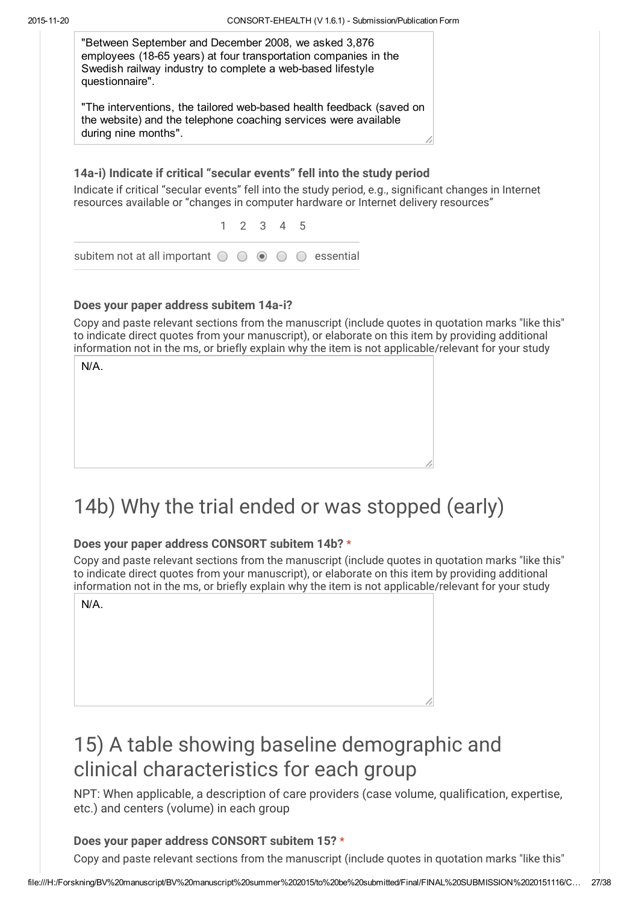"Between September and December 2008, we asked 3,876 employees (18-65 years) at four transportation companies in the Swedish railway industry to complete a web-based lifestyle questionnaire".

"The interventions, the tailored web-based health feedback (saved on the website) and the telephone coaching services were available during nine months".

#### 14a-i) Indicate if critical "secular events" fell into the study period

Indicate if critical "secular events" fell into the study period, e.g., significant changes in Internet resources available or "changes in computer hardware or Internet delivery resources"

| | 1 | 2 | 3 | 4 | 5 | |
|---|---|---|---|---|---|---|
| subitem not at all important | ○ | ○ | ◉ | ○ | ○ | essential |

#### Does your paper address subitem 14a-i?

Copy and paste relevant sections from the manuscript (include quotes in quotation marks "like this" to indicate direct quotes from your manuscript), or elaborate on this item by providing additional information not in the ms, or briefly explain why the item is not applicable/relevant for your study

N/A.

# 14b) Why the trial ended or was stopped (early)

#### Does your paper address CONSORT subitem 14b? *

Copy and paste relevant sections from the manuscript (include quotes in quotation marks "like this" to indicate direct quotes from your manuscript), or elaborate on this item by providing additional information not in the ms, or briefly explain why the item is not applicable/relevant for your study

N/A.

# 15) A table showing baseline demographic and clinical characteristics for each group

NPT: When applicable, a description of care providers (case volume, qualification, expertise, etc.) and centers (volume) in each group

#### Does your paper address CONSORT subitem 15? *

Copy and paste relevant sections from the manuscript (include quotes in quotation marks "like this"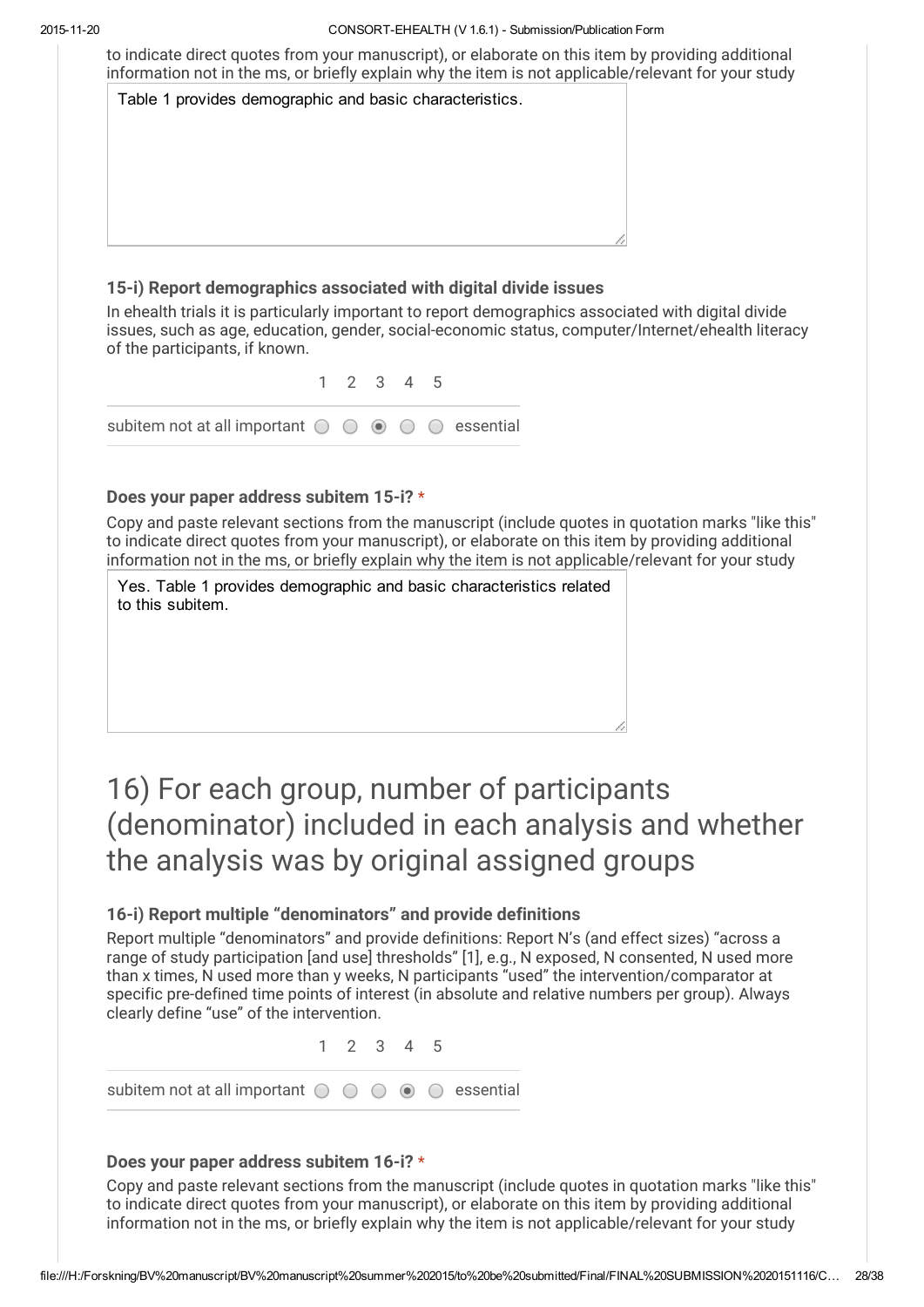to indicate direct quotes from your manuscript), or elaborate on this item by providing additional information not in the ms, or briefly explain why the item is not applicable/relevant for your study

Table 1 provides demographic and basic characteristics.

### 15-i) Report demographics associated with digital divide issues

In ehealth trials it is particularly important to report demographics associated with digital divide issues, such as age, education, gender, social-economic status, computer/Internet/ehealth literacy of the participants, if known.

| | 1 | 2 | 3 | 4 | 5 | |
|---|---|---|---|---|---|---|
| subitem not at all important | ○ | ○ | ◉ | ○ | ○ | essential |

**Does your paper address subitem 15-i? ***

Copy and paste relevant sections from the manuscript (include quotes in quotation marks "like this" to indicate direct quotes from your manuscript), or elaborate on this item by providing additional information not in the ms, or briefly explain why the item is not applicable/relevant for your study

Yes. Table 1 provides demographic and basic characteristics related to this subitem.

# 16) For each group, number of participants (denominator) included in each analysis and whether the analysis was by original assigned groups

### 16-i) Report multiple "denominators" and provide definitions

Report multiple "denominators" and provide definitions: Report N's (and effect sizes) "across a range of study participation [and use] thresholds" [1], e.g., N exposed, N consented, N used more than x times, N used more than y weeks, N participants "used" the intervention/comparator at specific pre-defined time points of interest (in absolute and relative numbers per group). Always clearly define "use" of the intervention.

| | 1 | 2 | 3 | 4 | 5 | |
|---|---|---|---|---|---|---|
| subitem not at all important | ○ | ○ | ○ | ◉ | ○ | essential |

**Does your paper address subitem 16-i? ***

Copy and paste relevant sections from the manuscript (include quotes in quotation marks "like this" to indicate direct quotes from your manuscript), or elaborate on this item by providing additional information not in the ms, or briefly explain why the item is not applicable/relevant for your study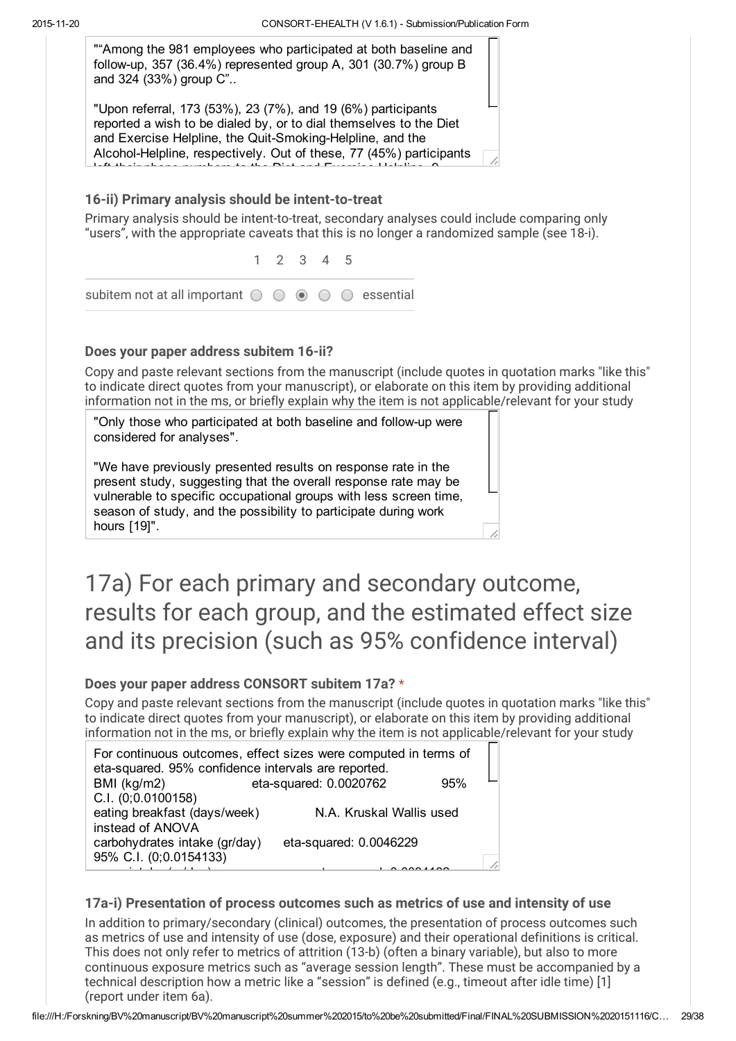""Among the 981 employees who participated at both baseline and follow-up, 357 (36.4%) represented group A, 301 (30.7%) group B and 324 (33%) group C"..

"Upon referral, 173 (53%), 23 (7%), and 19 (6%) participants reported a wish to be dialed by, or to dial themselves to the Diet and Exercise Helpline, the Quit-Smoking-Helpline, and the Alcohol-Helpline, respectively. Out of these, 77 (45%) participants

### 16-ii) Primary analysis should be intent-to-treat

Primary analysis should be intent-to-treat, secondary analyses could include comparing only "users", with the appropriate caveats that this is no longer a randomized sample (see 18-i).

| | 1 | 2 | 3 | 4 | 5 | |
|---|---|---|---|---|---|---|
| subitem not at all important | ○ | ○ | ◉ | ○ | ○ | essential |

#### Does your paper address subitem 16-ii?

Copy and paste relevant sections from the manuscript (include quotes in quotation marks "like this" to indicate direct quotes from your manuscript), or elaborate on this item by providing additional information not in the ms, or briefly explain why the item is not applicable/relevant for your study

"Only those who participated at both baseline and follow-up were considered for analyses".

"We have previously presented results on response rate in the present study, suggesting that the overall response rate may be vulnerable to specific occupational groups with less screen time, season of study, and the possibility to participate during work hours [19]".

# 17a) For each primary and secondary outcome, results for each group, and the estimated effect size and its precision (such as 95% confidence interval)

#### Does your paper address CONSORT subitem 17a? *

Copy and paste relevant sections from the manuscript (include quotes in quotation marks "like this" to indicate direct quotes from your manuscript), or elaborate on this item by providing additional information not in the ms, or briefly explain why the item is not applicable/relevant for your study

For continuous outcomes, effect sizes were computed in terms of eta-squared. 95% confidence intervals are reported.
BMI (kg/m2) eta-squared: 0.0020762 95% C.I. (0;0.0100158)
eating breakfast (days/week) N.A. Kruskal Wallis used instead of ANOVA
carbohydrates intake (gr/day) eta-squared: 0.0046229 95% C.I. (0;0.0154133)

### 17a-i) Presentation of process outcomes such as metrics of use and intensity of use

In addition to primary/secondary (clinical) outcomes, the presentation of process outcomes such as metrics of use and intensity of use (dose, exposure) and their operational definitions is critical. This does not only refer to metrics of attrition (13-b) (often a binary variable), but also to more continuous exposure metrics such as "average session length". These must be accompanied by a technical description how a metric like a "session" is defined (e.g., timeout after idle time) [1] (report under item 6a).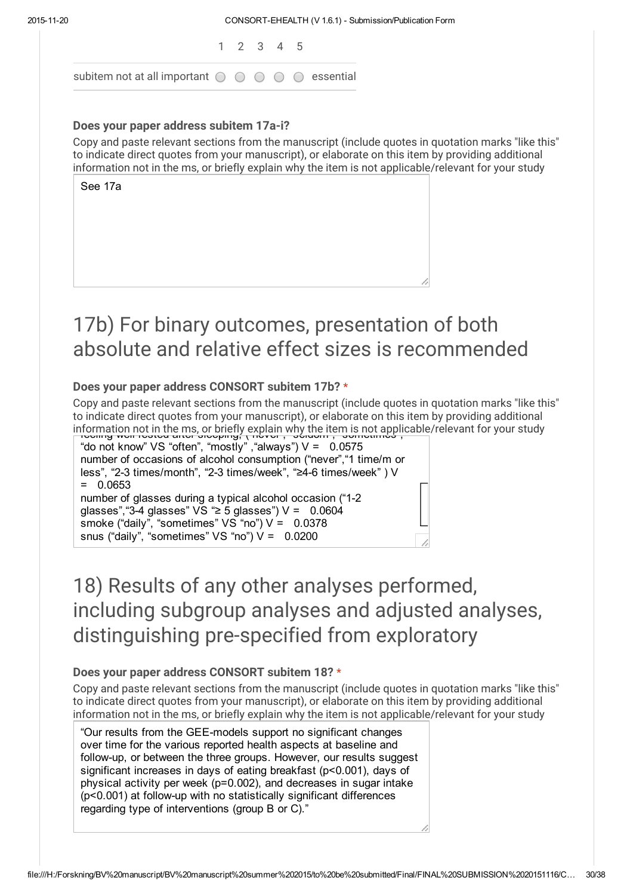| | 1 | 2 | 3 | 4 | 5 | |
|---|---|---|---|---|---|---|
| subitem not at all important | ○ | ○ | ○ | ○ | ○ | essential |

### Does your paper address subitem 17a-i?

Copy and paste relevant sections from the manuscript (include quotes in quotation marks "like this" to indicate direct quotes from your manuscript), or elaborate on this item by providing additional information not in the ms, or briefly explain why the item is not applicable/relevant for your study

See 17a

# 17b) For binary outcomes, presentation of both absolute and relative effect sizes is recommended

### Does your paper address CONSORT subitem 17b? *

Copy and paste relevant sections from the manuscript (include quotes in quotation marks "like this" to indicate direct quotes from your manuscript), or elaborate on this item by providing additional information not in the ms, or briefly explain why the item is not applicable/relevant for your study

feeling well rested after sleeping, ("never", "seldom", "sometimes",
"do not know" VS "often", "mostly" ,"always") V = 0.0575
number of occasions of alcohol consumption ("never","1 time/m or less", "2-3 times/month", "2-3 times/week", "≥4-6 times/week" ) V = 0.0653
number of glasses during a typical alcohol occasion ("1-2 glasses","3-4 glasses" VS "≥ 5 glasses") V = 0.0604
smoke ("daily", "sometimes" VS "no") V = 0.0378
snus ("daily", "sometimes" VS "no") V = 0.0200

# 18) Results of any other analyses performed, including subgroup analyses and adjusted analyses, distinguishing pre-specified from exploratory

### Does your paper address CONSORT subitem 18? *

Copy and paste relevant sections from the manuscript (include quotes in quotation marks "like this" to indicate direct quotes from your manuscript), or elaborate on this item by providing additional information not in the ms, or briefly explain why the item is not applicable/relevant for your study

"Our results from the GEE-models support no significant changes over time for the various reported health aspects at baseline and follow-up, or between the three groups. However, our results suggest significant increases in days of eating breakfast (p<0.001), days of physical activity per week (p=0.002), and decreases in sugar intake (p<0.001) at follow-up with no statistically significant differences regarding type of interventions (group B or C)."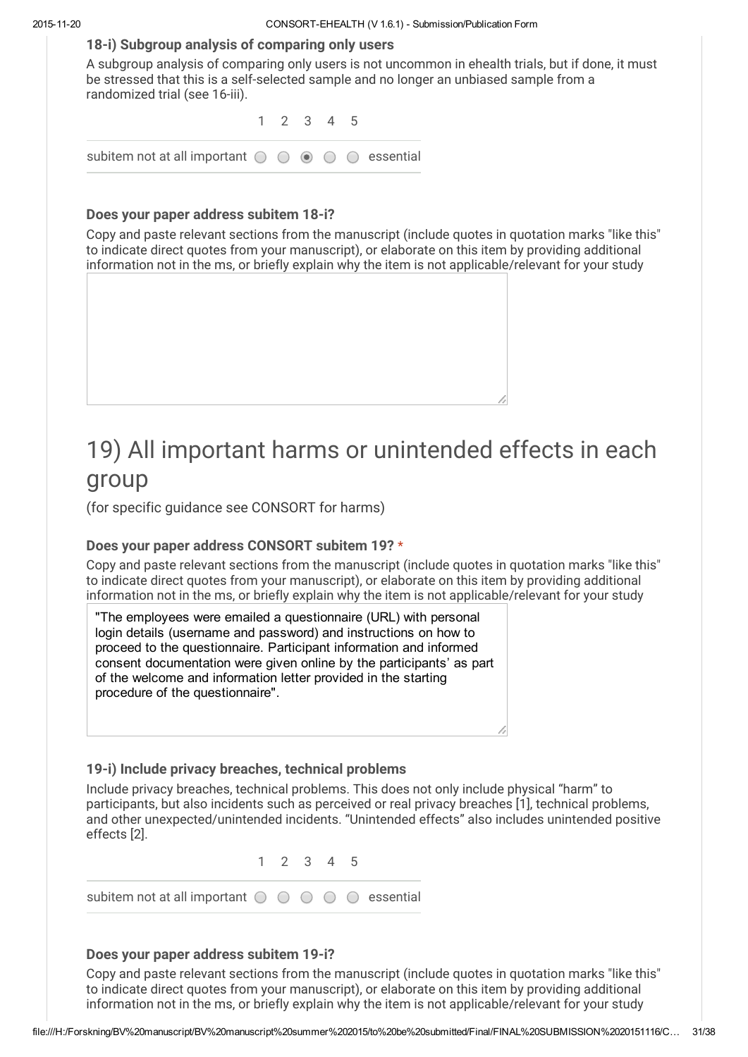### 18-i) Subgroup analysis of comparing only users

A subgroup analysis of comparing only users is not uncommon in ehealth trials, but if done, it must be stressed that this is a self-selected sample and no longer an unbiased sample from a randomized trial (see 16-iii).

| | 1 | 2 | 3 | 4 | 5 | |
|---|---|---|---|---|---|---|
| subitem not at all important | ○ | ○ | ◉ | ○ | ○ | essential |

**Does your paper address subitem 18-i?**

Copy and paste relevant sections from the manuscript (include quotes in quotation marks "like this" to indicate direct quotes from your manuscript), or elaborate on this item by providing additional information not in the ms, or briefly explain why the item is not applicable/relevant for your study

# 19) All important harms or unintended effects in each group

(for specific guidance see CONSORT for harms)

**Does your paper address CONSORT subitem 19?** *

Copy and paste relevant sections from the manuscript (include quotes in quotation marks "like this" to indicate direct quotes from your manuscript), or elaborate on this item by providing additional information not in the ms, or briefly explain why the item is not applicable/relevant for your study

"The employees were emailed a questionnaire (URL) with personal login details (username and password) and instructions on how to proceed to the questionnaire. Participant information and informed consent documentation were given online by the participants' as part of the welcome and information letter provided in the starting procedure of the questionnaire".

### 19-i) Include privacy breaches, technical problems

Include privacy breaches, technical problems. This does not only include physical "harm" to participants, but also incidents such as perceived or real privacy breaches [1], technical problems, and other unexpected/unintended incidents. "Unintended effects" also includes unintended positive effects [2].

| | 1 | 2 | 3 | 4 | 5 | |
|---|---|---|---|---|---|---|
| subitem not at all important | ○ | ○ | ○ | ○ | ○ | essential |

**Does your paper address subitem 19-i?**

Copy and paste relevant sections from the manuscript (include quotes in quotation marks "like this" to indicate direct quotes from your manuscript), or elaborate on this item by providing additional information not in the ms, or briefly explain why the item is not applicable/relevant for your study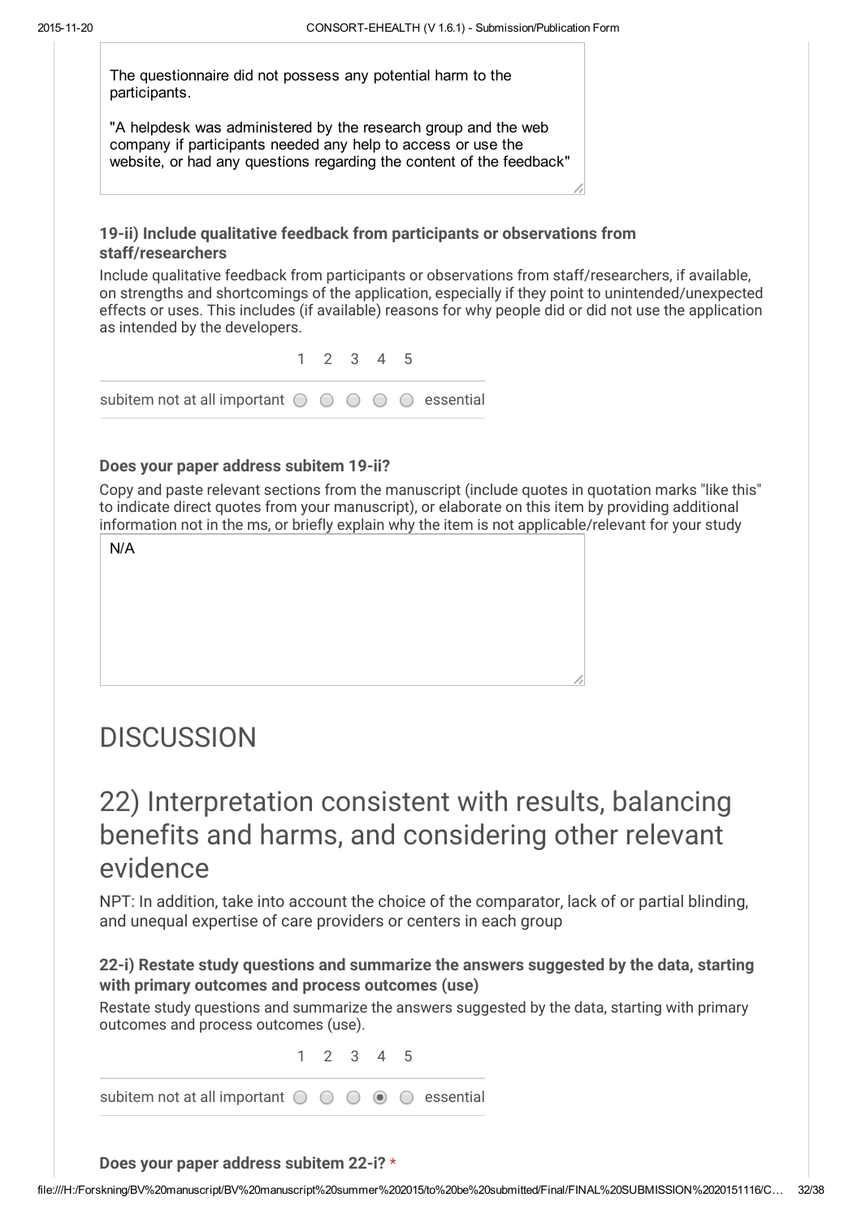The questionnaire did not possess any potential harm to the participants.

"A helpdesk was administered by the research group and the web company if participants needed any help to access or use the website, or had any questions regarding the content of the feedback"

### 19-ii) Include qualitative feedback from participants or observations from staff/researchers

Include qualitative feedback from participants or observations from staff/researchers, if available, on strengths and shortcomings of the application, especially if they point to unintended/unexpected effects or uses. This includes (if available) reasons for why people did or did not use the application as intended by the developers.

| | 1 | 2 | 3 | 4 | 5 | |
|---|---|---|---|---|---|---|
| subitem not at all important | ○ | ○ | ○ | ○ | ○ | essential |

### Does your paper address subitem 19-ii?

Copy and paste relevant sections from the manuscript (include quotes in quotation marks "like this" to indicate direct quotes from your manuscript), or elaborate on this item by providing additional information not in the ms, or briefly explain why the item is not applicable/relevant for your study

N/A

# DISCUSSION

## 22) Interpretation consistent with results, balancing benefits and harms, and considering other relevant evidence

NPT: In addition, take into account the choice of the comparator, lack of or partial blinding, and unequal expertise of care providers or centers in each group

### 22-i) Restate study questions and summarize the answers suggested by the data, starting with primary outcomes and process outcomes (use)

Restate study questions and summarize the answers suggested by the data, starting with primary outcomes and process outcomes (use).

| | 1 | 2 | 3 | 4 | 5 | |
|---|---|---|---|---|---|---|
| subitem not at all important | ○ | ○ | ○ | ◉ | ○ | essential |

### Does your paper address subitem 22-i? *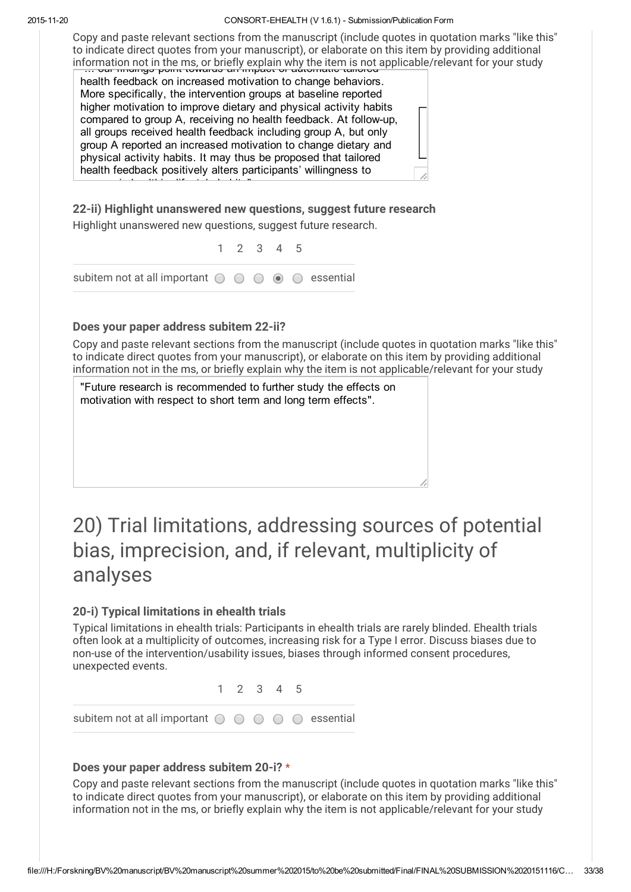Copy and paste relevant sections from the manuscript (include quotes in quotation marks "like this" to indicate direct quotes from your manuscript), or elaborate on this item by providing additional information not in the ms, or briefly explain why the item is not applicable/relevant for your study

... our findings point towards an impact of automatic tailored health feedback on increased motivation to change behaviors. More specifically, the intervention groups at baseline reported higher motivation to improve dietary and physical activity habits compared to group A, receiving no health feedback. At follow-up, all groups received health feedback including group A, but only group A reported an increased motivation to change dietary and physical activity habits. It may thus be proposed that tailored health feedback positively alters participants' willingness to

### 22-ii) Highlight unanswered new questions, suggest future research

Highlight unanswered new questions, suggest future research.

| | 1 | 2 | 3 | 4 | 5 | |
|---|---|---|---|---|---|---|
| subitem not at all important | ○ | ○ | ○ | ◉ | ○ | essential |

### Does your paper address subitem 22-ii?

Copy and paste relevant sections from the manuscript (include quotes in quotation marks "like this" to indicate direct quotes from your manuscript), or elaborate on this item by providing additional information not in the ms, or briefly explain why the item is not applicable/relevant for your study

"Future research is recommended to further study the effects on motivation with respect to short term and long term effects".

# 20) Trial limitations, addressing sources of potential bias, imprecision, and, if relevant, multiplicity of analyses

### 20-i) Typical limitations in ehealth trials

Typical limitations in ehealth trials: Participants in ehealth trials are rarely blinded. Ehealth trials often look at a multiplicity of outcomes, increasing risk for a Type I error. Discuss biases due to non-use of the intervention/usability issues, biases through informed consent procedures, unexpected events.

| | 1 | 2 | 3 | 4 | 5 | |
|---|---|---|---|---|---|---|
| subitem not at all important | ○ | ○ | ○ | ○ | ○ | essential |

### Does your paper address subitem 20-i? *

Copy and paste relevant sections from the manuscript (include quotes in quotation marks "like this" to indicate direct quotes from your manuscript), or elaborate on this item by providing additional information not in the ms, or briefly explain why the item is not applicable/relevant for your study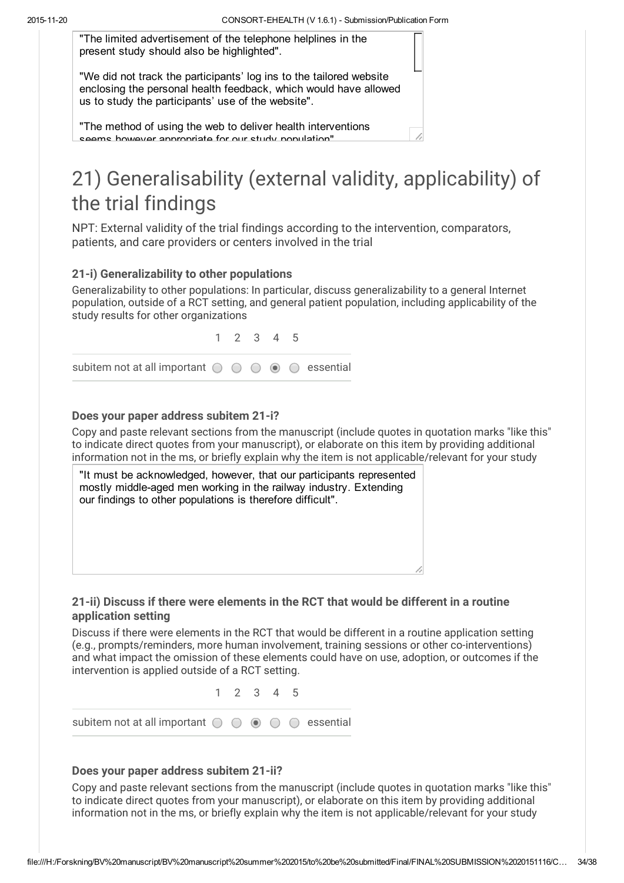"The limited advertisement of the telephone helplines in the present study should also be highlighted".

"We did not track the participants' log ins to the tailored website enclosing the personal health feedback, which would have allowed us to study the participants' use of the website".

"The method of using the web to deliver health interventions seems however appropriate for our study population"

# 21) Generalisability (external validity, applicability) of the trial findings

NPT: External validity of the trial findings according to the intervention, comparators, patients, and care providers or centers involved in the trial

### 21-i) Generalizability to other populations

Generalizability to other populations: In particular, discuss generalizability to a general Internet population, outside of a RCT setting, and general patient population, including applicability of the study results for other organizations

| | 1 | 2 | 3 | 4 | 5 | |
|---|---|---|---|---|---|---|
| subitem not at all important | ○ | ○ | ○ | ◉ | ○ | essential |

### Does your paper address subitem 21-i?

Copy and paste relevant sections from the manuscript (include quotes in quotation marks "like this" to indicate direct quotes from your manuscript), or elaborate on this item by providing additional information not in the ms, or briefly explain why the item is not applicable/relevant for your study

"It must be acknowledged, however, that our participants represented mostly middle-aged men working in the railway industry. Extending our findings to other populations is therefore difficult".

### 21-ii) Discuss if there were elements in the RCT that would be different in a routine application setting

Discuss if there were elements in the RCT that would be different in a routine application setting (e.g., prompts/reminders, more human involvement, training sessions or other co-interventions) and what impact the omission of these elements could have on use, adoption, or outcomes if the intervention is applied outside of a RCT setting.

| | 1 | 2 | 3 | 4 | 5 | |
|---|---|---|---|---|---|---|
| subitem not at all important | ○ | ○ | ◉ | ○ | ○ | essential |

### Does your paper address subitem 21-ii?

Copy and paste relevant sections from the manuscript (include quotes in quotation marks "like this" to indicate direct quotes from your manuscript), or elaborate on this item by providing additional information not in the ms, or briefly explain why the item is not applicable/relevant for your study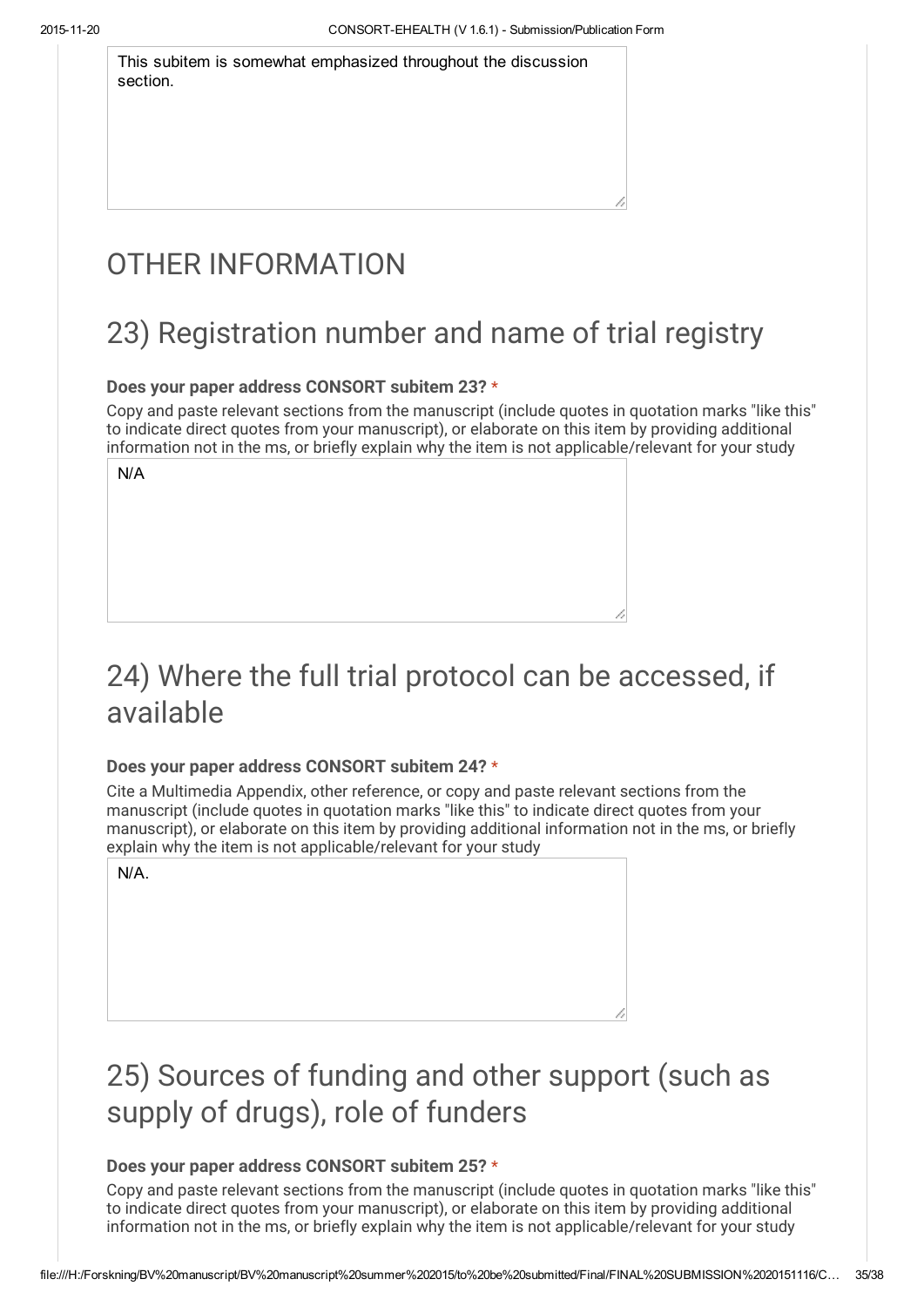This subitem is somewhat emphasized throughout the discussion section.

# OTHER INFORMATION

## 23) Registration number and name of trial registry

**Does your paper address CONSORT subitem 23? \***

Copy and paste relevant sections from the manuscript (include quotes in quotation marks "like this" to indicate direct quotes from your manuscript), or elaborate on this item by providing additional information not in the ms, or briefly explain why the item is not applicable/relevant for your study

N/A

## 24) Where the full trial protocol can be accessed, if available

**Does your paper address CONSORT subitem 24? \***

Cite a Multimedia Appendix, other reference, or copy and paste relevant sections from the manuscript (include quotes in quotation marks "like this" to indicate direct quotes from your manuscript), or elaborate on this item by providing additional information not in the ms, or briefly explain why the item is not applicable/relevant for your study

N/A.

## 25) Sources of funding and other support (such as supply of drugs), role of funders

**Does your paper address CONSORT subitem 25? \***

Copy and paste relevant sections from the manuscript (include quotes in quotation marks "like this" to indicate direct quotes from your manuscript), or elaborate on this item by providing additional information not in the ms, or briefly explain why the item is not applicable/relevant for your study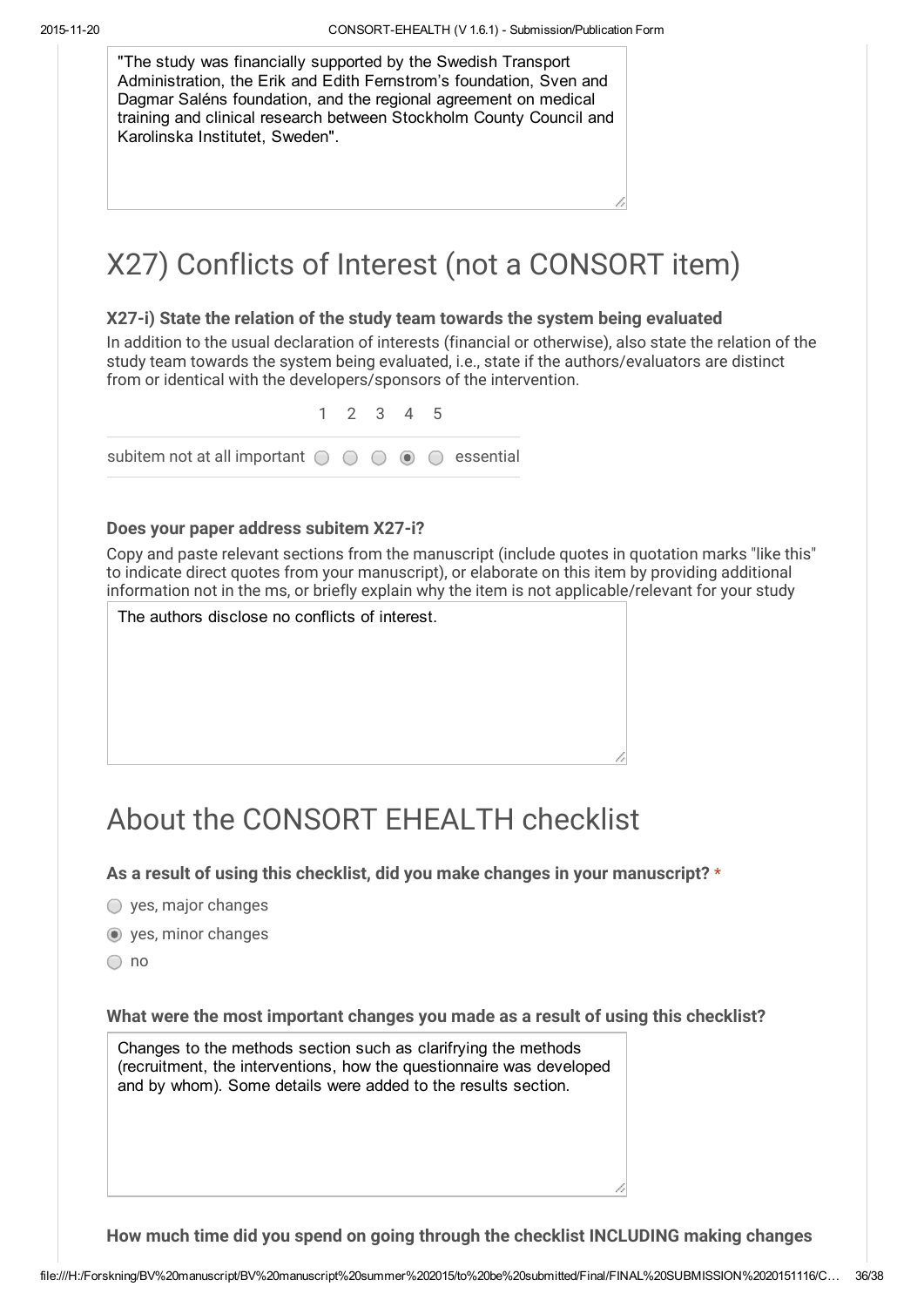"The study was financially supported by the Swedish Transport Administration, the Erik and Edith Fernstrom's foundation, Sven and Dagmar Saléns foundation, and the regional agreement on medical training and clinical research between Stockholm County Council and Karolinska Institutet, Sweden".

# X27) Conflicts of Interest (not a CONSORT item)

**X27-i) State the relation of the study team towards the system being evaluated**

In addition to the usual declaration of interests (financial or otherwise), also state the relation of the study team towards the system being evaluated, i.e., state if the authors/evaluators are distinct from or identical with the developers/sponsors of the intervention.

| | 1 | 2 | 3 | 4 | 5 | |
|---|---|---|---|---|---|---|
| subitem not at all important | ○ | ○ | ○ | ◉ | ○ | essential |

**Does your paper address subitem X27-i?**

Copy and paste relevant sections from the manuscript (include quotes in quotation marks "like this" to indicate direct quotes from your manuscript), or elaborate on this item by providing additional information not in the ms, or briefly explain why the item is not applicable/relevant for your study

The authors disclose no conflicts of interest.

# About the CONSORT EHEALTH checklist

**As a result of using this checklist, did you make changes in your manuscript? ***

- ○ yes, major changes
- ◉ yes, minor changes
- ○ no

**What were the most important changes you made as a result of using this checklist?**

Changes to the methods section such as clarifrying the methods (recruitment, the interventions, how the questionnaire was developed and by whom). Some details were added to the results section.

**How much time did you spend on going through the checklist INCLUDING making changes**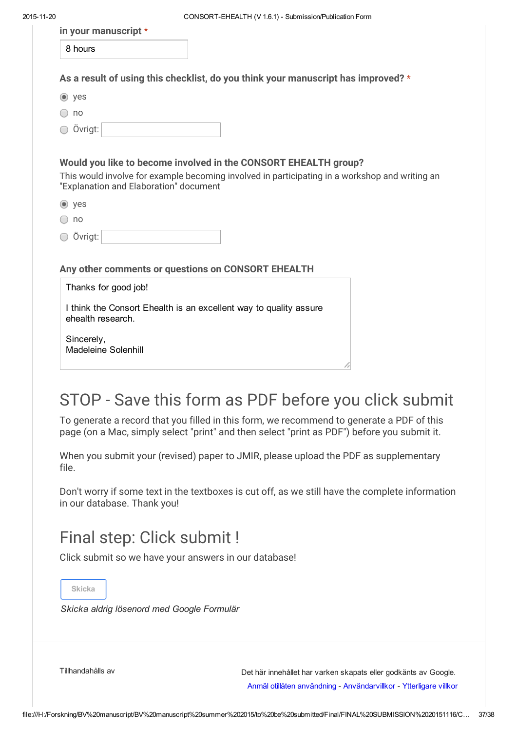**in your manuscript** *

8 hours

**As a result of using this checklist, do you think your manuscript has improved?** *

- (•) yes
- ( ) no
- ( ) Övrigt:

**Would you like to become involved in the CONSORT EHEALTH group?**

This would involve for example becoming involved in participating in a workshop and writing an "Explanation and Elaboration" document

- (•) yes
- ( ) no
- ( ) Övrigt:

**Any other comments or questions on CONSORT EHEALTH**

Thanks for good job!

I think the Consort Ehealth is an excellent way to quality assure ehealth research.

Sincerely,
Madeleine Solenhill

# STOP - Save this form as PDF before you click submit

To generate a record that you filled in this form, we recommend to generate a PDF of this page (on a Mac, simply select "print" and then select "print as PDF") before you submit it.

When you submit your (revised) paper to JMIR, please upload the PDF as supplementary file.

Don't worry if some text in the textboxes is cut off, as we still have the complete information in our database. Thank you!

# Final step: Click submit !

Click submit so we have your answers in our database!

Skicka

*Skicka aldrig lösenord med Google Formulär*

Tillhandahålls av

Det här innehållet har varken skapats eller godkänts av Google.

Anmäl otillåten användning - Användarvillkor - Ytterligare villkor